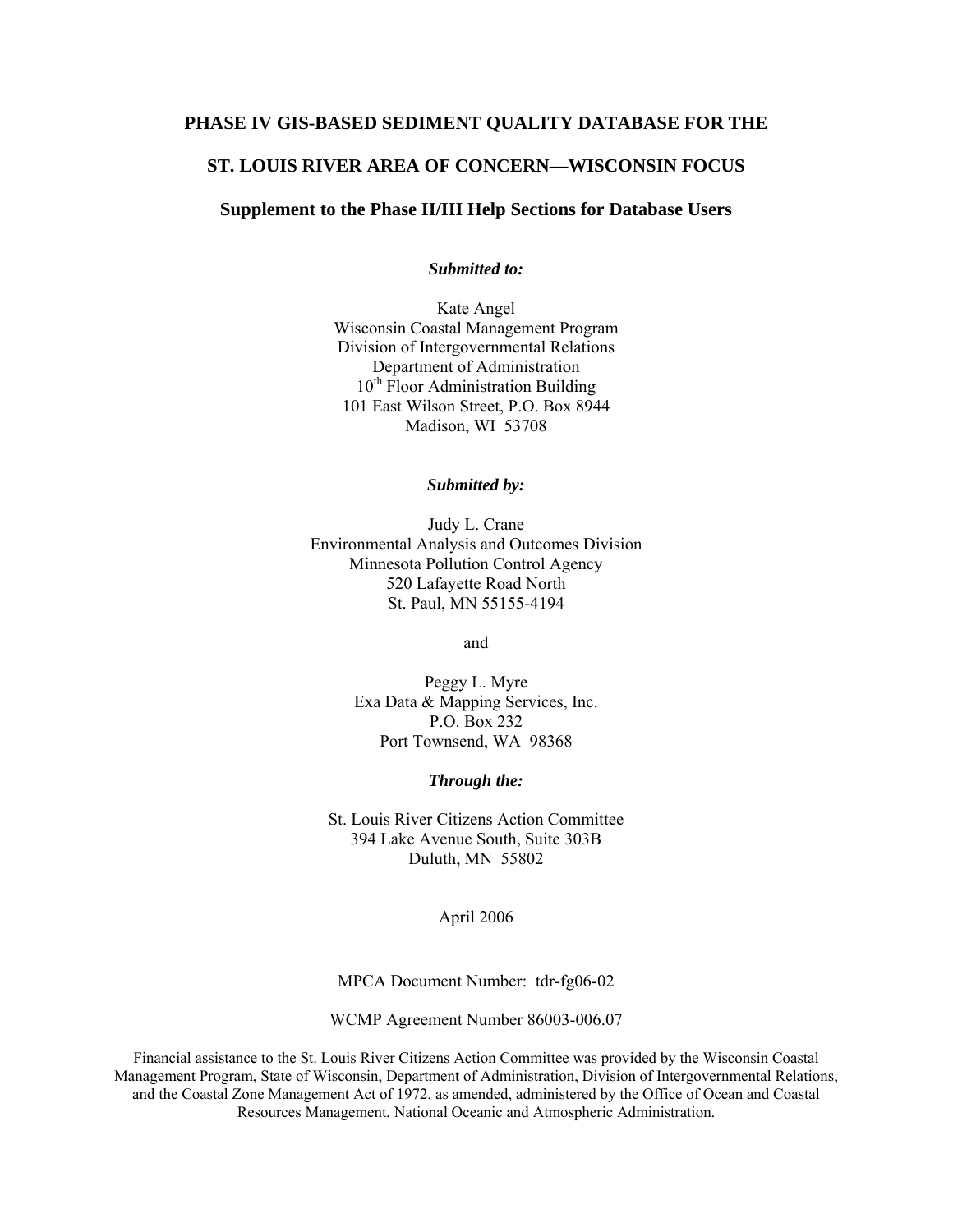# PHASE IV GIS-BASED SEDIMENT QUALITY DATABASE FOR THE

# ST. LOUIS RIVER AREA OF CONCERN—WISCONSIN FOCUS

## Supplement to the Phase II/III Help Sections for Database Users

***Submitted to:***

Kate Angel
Wisconsin Coastal Management Program
Division of Intergovernmental Relations
Department of Administration
10th Floor Administration Building
101 East Wilson Street, P.O. Box 8944
Madison, WI 53708

***Submitted by:***

Judy L. Crane
Environmental Analysis and Outcomes Division
Minnesota Pollution Control Agency
520 Lafayette Road North
St. Paul, MN 55155-4194

and

Peggy L. Myre
Exa Data & Mapping Services, Inc.
P.O. Box 232
Port Townsend, WA 98368

***Through the:***

St. Louis River Citizens Action Committee
394 Lake Avenue South, Suite 303B
Duluth, MN 55802

April 2006

MPCA Document Number: tdr-fg06-02

WCMP Agreement Number 86003-006.07

Financial assistance to the St. Louis River Citizens Action Committee was provided by the Wisconsin Coastal Management Program, State of Wisconsin, Department of Administration, Division of Intergovernmental Relations, and the Coastal Zone Management Act of 1972, as amended, administered by the Office of Ocean and Coastal Resources Management, National Oceanic and Atmospheric Administration.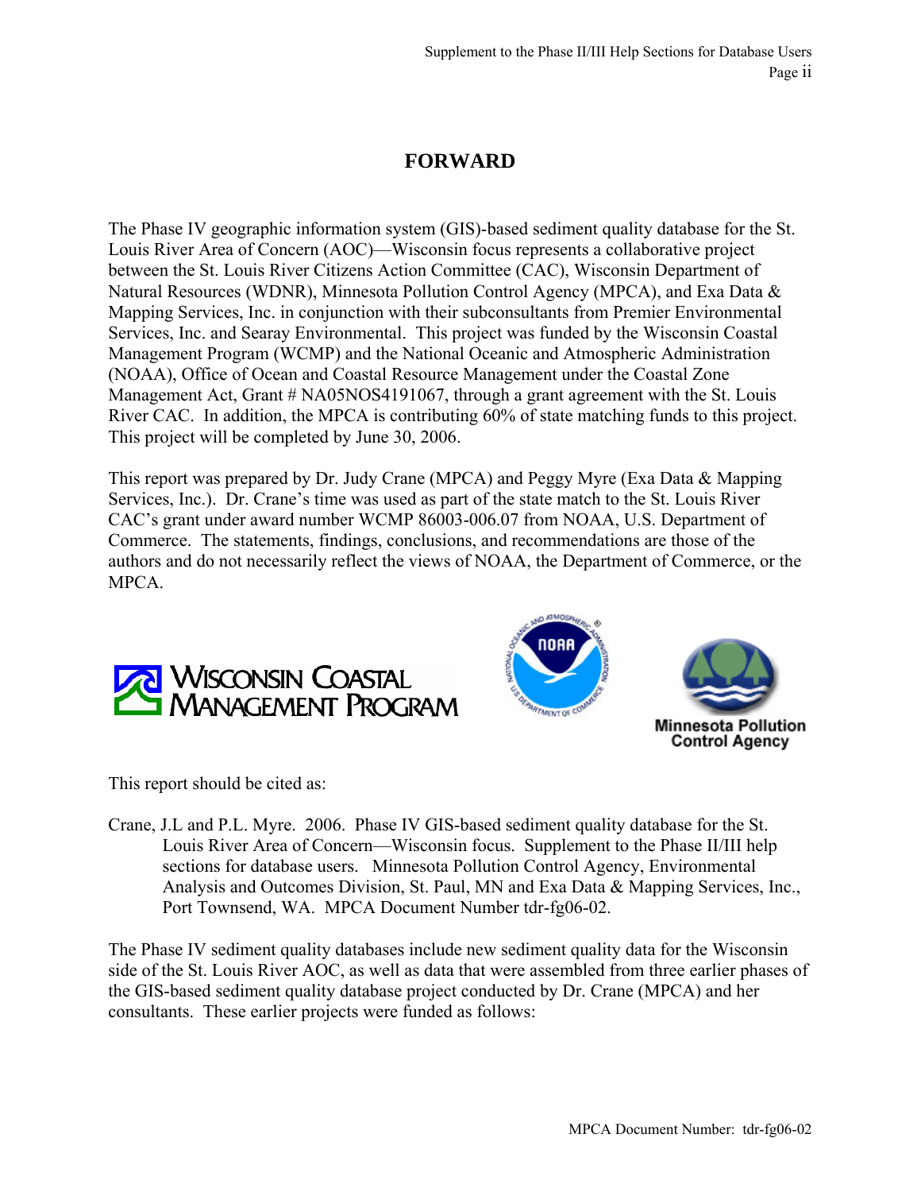# FORWARD

The Phase IV geographic information system (GIS)-based sediment quality database for the St. Louis River Area of Concern (AOC)—Wisconsin focus represents a collaborative project between the St. Louis River Citizens Action Committee (CAC), Wisconsin Department of Natural Resources (WDNR), Minnesota Pollution Control Agency (MPCA), and Exa Data & Mapping Services, Inc. in conjunction with their subconsultants from Premier Environmental Services, Inc. and Searay Environmental. This project was funded by the Wisconsin Coastal Management Program (WCMP) and the National Oceanic and Atmospheric Administration (NOAA), Office of Ocean and Coastal Resource Management under the Coastal Zone Management Act, Grant # NA05NOS4191067, through a grant agreement with the St. Louis River CAC. In addition, the MPCA is contributing 60% of state matching funds to this project. This project will be completed by June 30, 2006.

This report was prepared by Dr. Judy Crane (MPCA) and Peggy Myre (Exa Data & Mapping Services, Inc.). Dr. Crane's time was used as part of the state match to the St. Louis River CAC's grant under award number WCMP 86003-006.07 from NOAA, U.S. Department of Commerce. The statements, findings, conclusions, and recommendations are those of the authors and do not necessarily reflect the views of NOAA, the Department of Commerce, or the MPCA.

Wisconsin Coastal Management Program

Minnesota Pollution Control Agency

This report should be cited as:

Crane, J.L and P.L. Myre. 2006. Phase IV GIS-based sediment quality database for the St. Louis River Area of Concern—Wisconsin focus. Supplement to the Phase II/III help sections for database users. Minnesota Pollution Control Agency, Environmental Analysis and Outcomes Division, St. Paul, MN and Exa Data & Mapping Services, Inc., Port Townsend, WA. MPCA Document Number tdr-fg06-02.

The Phase IV sediment quality databases include new sediment quality data for the Wisconsin side of the St. Louis River AOC, as well as data that were assembled from three earlier phases of the GIS-based sediment quality database project conducted by Dr. Crane (MPCA) and her consultants. These earlier projects were funded as follows: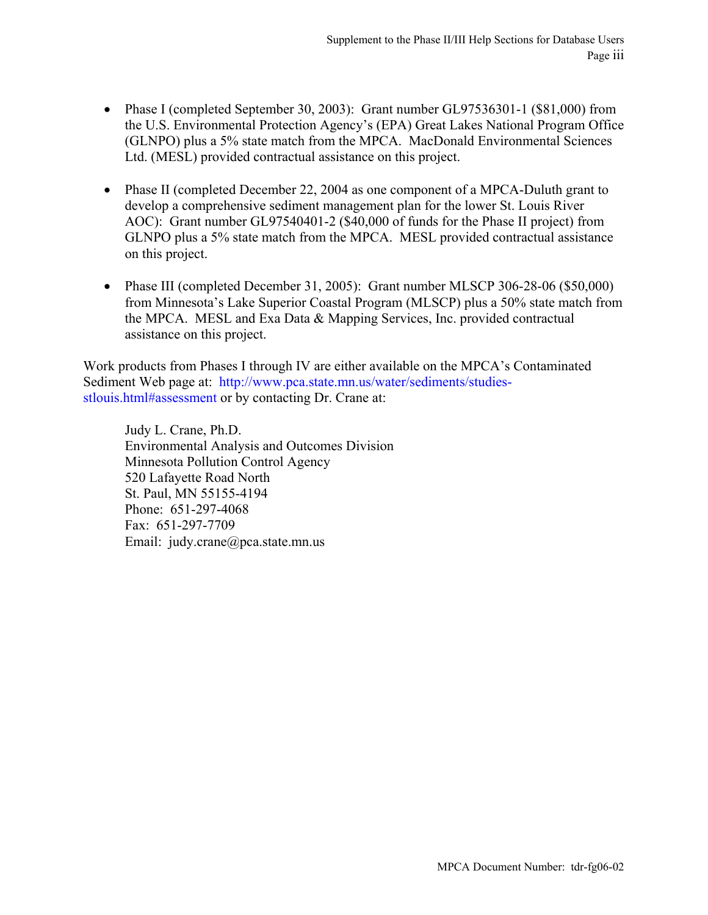- Phase I (completed September 30, 2003): Grant number GL97536301-1 ($81,000) from the U.S. Environmental Protection Agency's (EPA) Great Lakes National Program Office (GLNPO) plus a 5% state match from the MPCA. MacDonald Environmental Sciences Ltd. (MESL) provided contractual assistance on this project.

- Phase II (completed December 22, 2004 as one component of a MPCA-Duluth grant to develop a comprehensive sediment management plan for the lower St. Louis River AOC): Grant number GL97540401-2 ($40,000 of funds for the Phase II project) from GLNPO plus a 5% state match from the MPCA. MESL provided contractual assistance on this project.

- Phase III (completed December 31, 2005): Grant number MLSCP 306-28-06 ($50,000) from Minnesota's Lake Superior Coastal Program (MLSCP) plus a 50% state match from the MPCA. MESL and Exa Data & Mapping Services, Inc. provided contractual assistance on this project.

Work products from Phases I through IV are either available on the MPCA's Contaminated Sediment Web page at: http://www.pca.state.mn.us/water/sediments/studies-stlouis.html#assessment or by contacting Dr. Crane at:

Judy L. Crane, Ph.D.
Environmental Analysis and Outcomes Division
Minnesota Pollution Control Agency
520 Lafayette Road North
St. Paul, MN 55155-4194
Phone: 651-297-4068
Fax: 651-297-7709
Email: judy.crane@pca.state.mn.us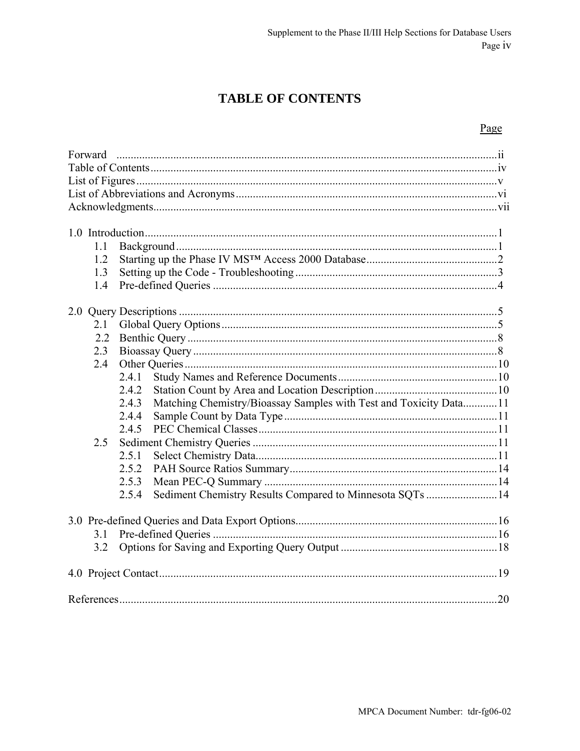# TABLE OF CONTENTS

Page

Forward ..... ii
Table of Contents ..... iv
List of Figures ..... v
List of Abbreviations and Acronyms ..... vi
Acknowledgments ..... vii

1.0 Introduction ..... 1
- 1.1 Background ..... 1
- 1.2 Starting up the Phase IV MS™ Access 2000 Database ..... 2
- 1.3 Setting up the Code - Troubleshooting ..... 3
- 1.4 Pre-defined Queries ..... 4

2.0 Query Descriptions ..... 5
- 2.1 Global Query Options ..... 5
- 2.2 Benthic Query ..... 8
- 2.3 Bioassay Query ..... 8
- 2.4 Other Queries ..... 10
  - 2.4.1 Study Names and Reference Documents ..... 10
  - 2.4.2 Station Count by Area and Location Description ..... 10
  - 2.4.3 Matching Chemistry/Bioassay Samples with Test and Toxicity Data ..... 11
  - 2.4.4 Sample Count by Data Type ..... 11
  - 2.4.5 PEC Chemical Classes ..... 11
- 2.5 Sediment Chemistry Queries ..... 11
  - 2.5.1 Select Chemistry Data ..... 11
  - 2.5.2 PAH Source Ratios Summary ..... 14
  - 2.5.3 Mean PEC-Q Summary ..... 14
  - 2.5.4 Sediment Chemistry Results Compared to Minnesota SQTs ..... 14

3.0 Pre-defined Queries and Data Export Options ..... 16
- 3.1 Pre-defined Queries ..... 16
- 3.2 Options for Saving and Exporting Query Output ..... 18

4.0 Project Contact ..... 19

References ..... 20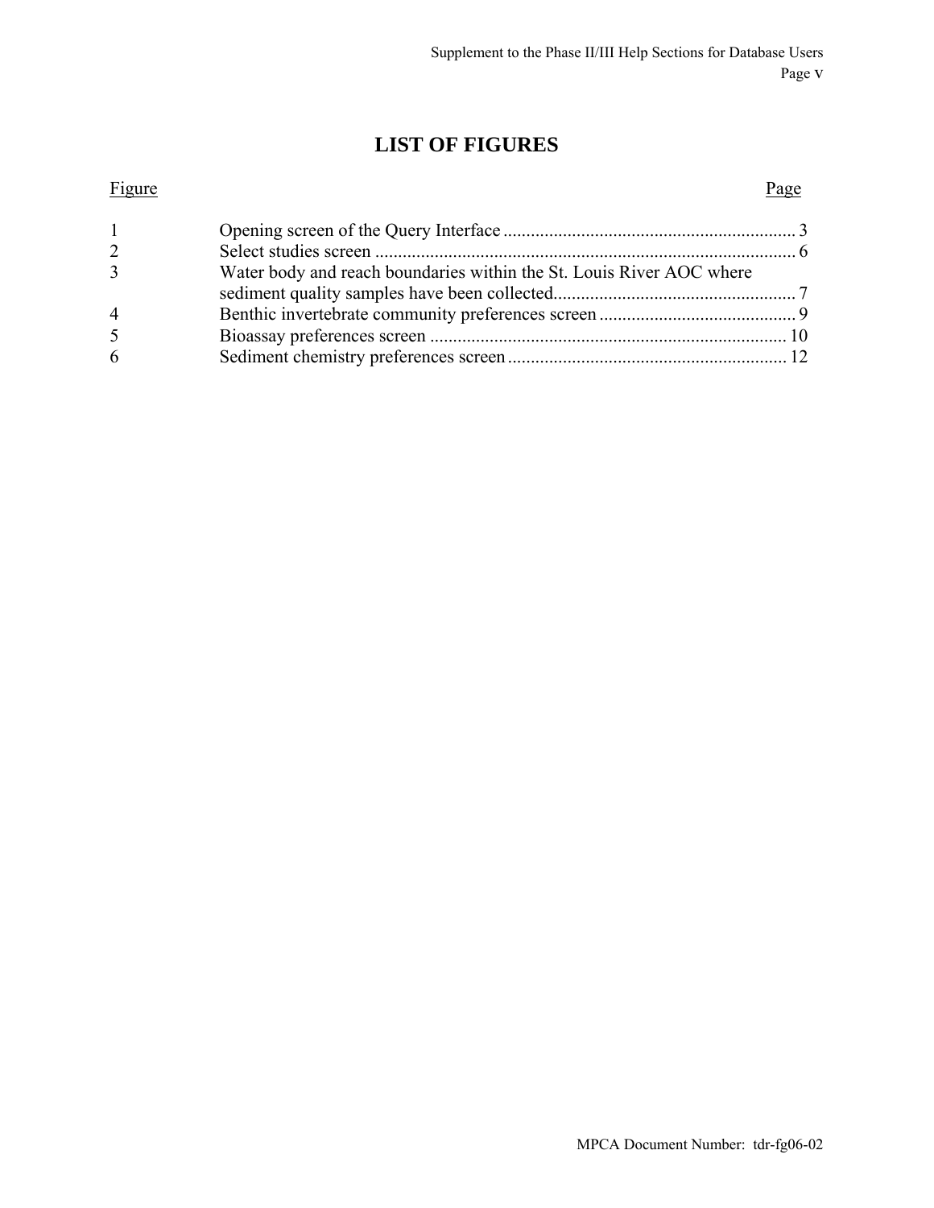# LIST OF FIGURES

| Figure | | Page |
|---|---|---|
| 1 | Opening screen of the Query Interface | 3 |
| 2 | Select studies screen | 6 |
| 3 | Water body and reach boundaries within the St. Louis River AOC where sediment quality samples have been collected | 7 |
| 4 | Benthic invertebrate community preferences screen | 9 |
| 5 | Bioassay preferences screen | 10 |
| 6 | Sediment chemistry preferences screen | 12 |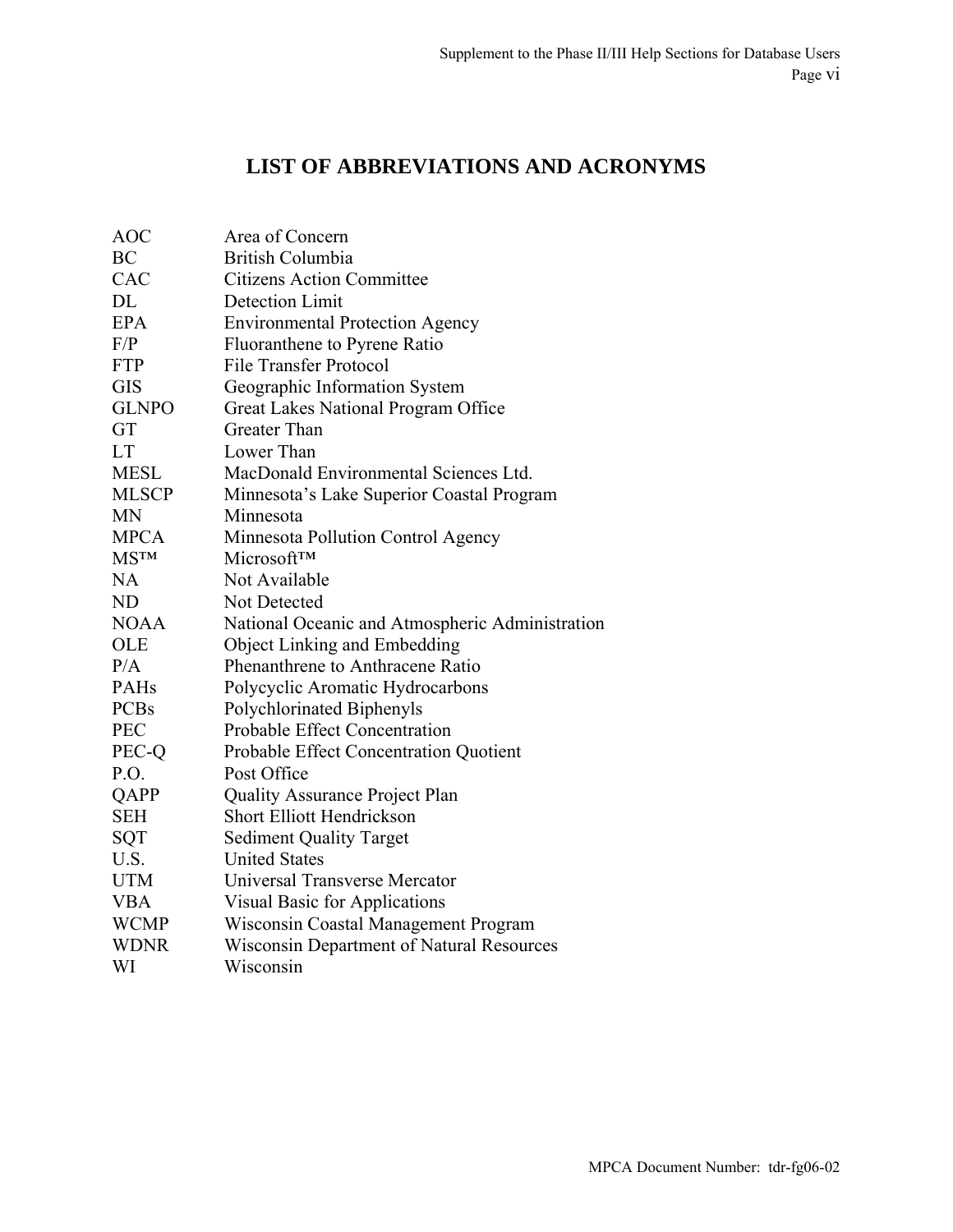# LIST OF ABBREVIATIONS AND ACRONYMS

| | |
|---|---|
| AOC | Area of Concern |
| BC | British Columbia |
| CAC | Citizens Action Committee |
| DL | Detection Limit |
| EPA | Environmental Protection Agency |
| F/P | Fluoranthene to Pyrene Ratio |
| FTP | File Transfer Protocol |
| GIS | Geographic Information System |
| GLNPO | Great Lakes National Program Office |
| GT | Greater Than |
| LT | Lower Than |
| MESL | MacDonald Environmental Sciences Ltd. |
| MLSCP | Minnesota's Lake Superior Coastal Program |
| MN | Minnesota |
| MPCA | Minnesota Pollution Control Agency |
| MS™ | Microsoft™ |
| NA | Not Available |
| ND | Not Detected |
| NOAA | National Oceanic and Atmospheric Administration |
| OLE | Object Linking and Embedding |
| P/A | Phenanthrene to Anthracene Ratio |
| PAHs | Polycyclic Aromatic Hydrocarbons |
| PCBs | Polychlorinated Biphenyls |
| PEC | Probable Effect Concentration |
| PEC-Q | Probable Effect Concentration Quotient |
| P.O. | Post Office |
| QAPP | Quality Assurance Project Plan |
| SEH | Short Elliott Hendrickson |
| SQT | Sediment Quality Target |
| U.S. | United States |
| UTM | Universal Transverse Mercator |
| VBA | Visual Basic for Applications |
| WCMP | Wisconsin Coastal Management Program |
| WDNR | Wisconsin Department of Natural Resources |
| WI | Wisconsin |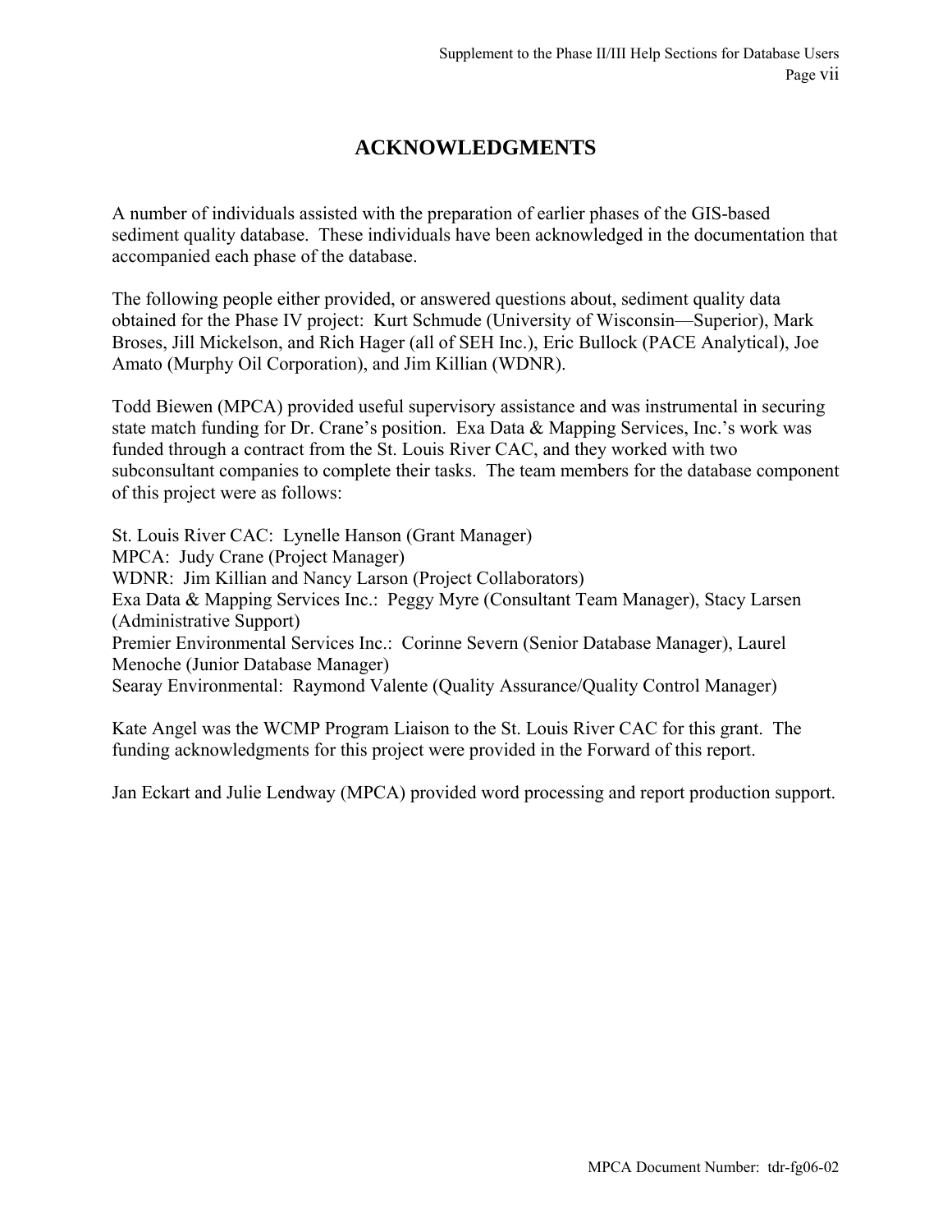# ACKNOWLEDGMENTS

A number of individuals assisted with the preparation of earlier phases of the GIS-based sediment quality database. These individuals have been acknowledged in the documentation that accompanied each phase of the database.

The following people either provided, or answered questions about, sediment quality data obtained for the Phase IV project: Kurt Schmude (University of Wisconsin—Superior), Mark Broses, Jill Mickelson, and Rich Hager (all of SEH Inc.), Eric Bullock (PACE Analytical), Joe Amato (Murphy Oil Corporation), and Jim Killian (WDNR).

Todd Biewen (MPCA) provided useful supervisory assistance and was instrumental in securing state match funding for Dr. Crane's position. Exa Data & Mapping Services, Inc.'s work was funded through a contract from the St. Louis River CAC, and they worked with two subconsultant companies to complete their tasks. The team members for the database component of this project were as follows:

St. Louis River CAC: Lynelle Hanson (Grant Manager)
MPCA: Judy Crane (Project Manager)
WDNR: Jim Killian and Nancy Larson (Project Collaborators)
Exa Data & Mapping Services Inc.: Peggy Myre (Consultant Team Manager), Stacy Larsen (Administrative Support)
Premier Environmental Services Inc.: Corinne Severn (Senior Database Manager), Laurel Menoche (Junior Database Manager)
Searay Environmental: Raymond Valente (Quality Assurance/Quality Control Manager)

Kate Angel was the WCMP Program Liaison to the St. Louis River CAC for this grant. The funding acknowledgments for this project were provided in the Forward of this report.

Jan Eckart and Julie Lendway (MPCA) provided word processing and report production support.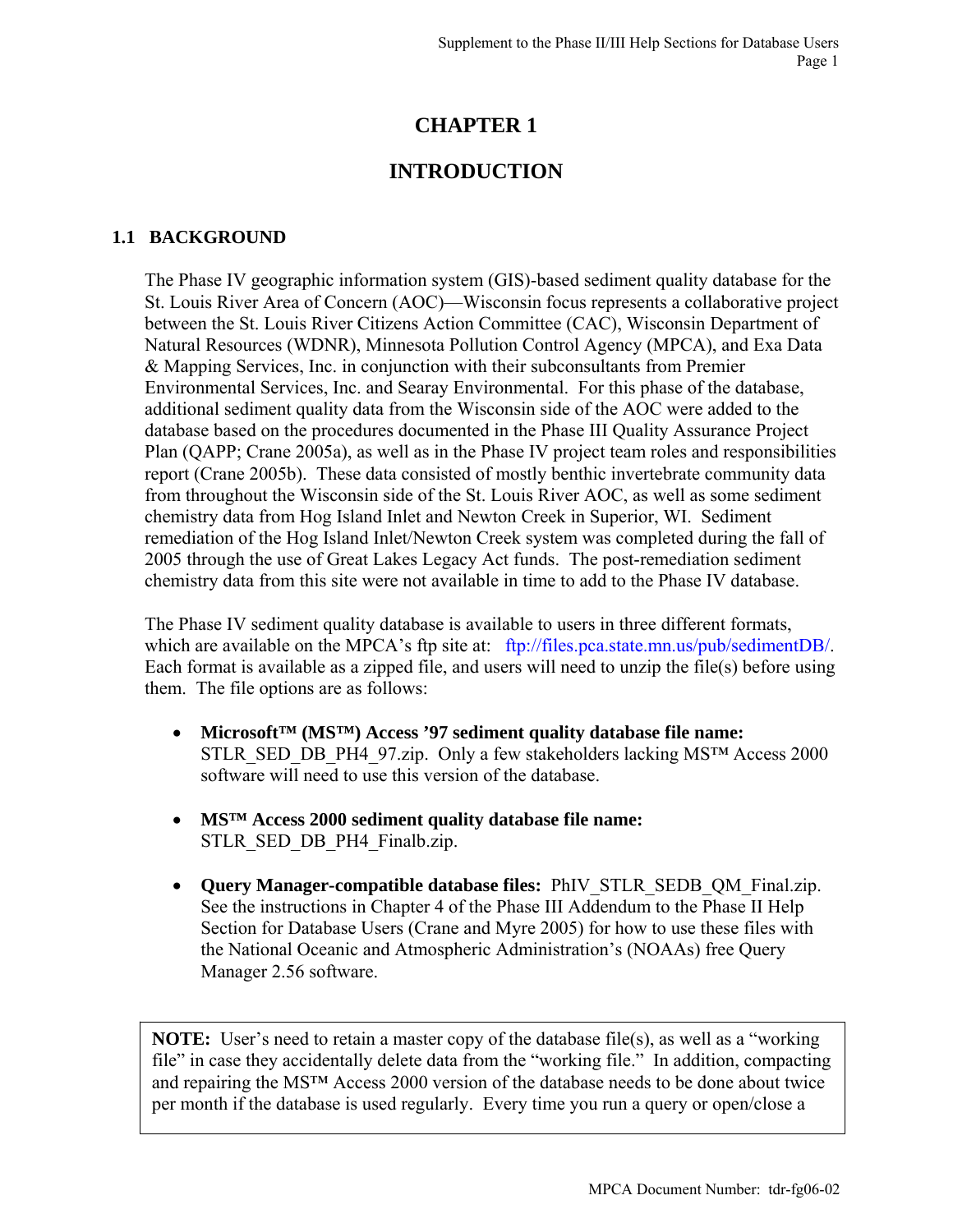# CHAPTER 1

# INTRODUCTION

## 1.1 BACKGROUND

The Phase IV geographic information system (GIS)-based sediment quality database for the St. Louis River Area of Concern (AOC)—Wisconsin focus represents a collaborative project between the St. Louis River Citizens Action Committee (CAC), Wisconsin Department of Natural Resources (WDNR), Minnesota Pollution Control Agency (MPCA), and Exa Data & Mapping Services, Inc. in conjunction with their subconsultants from Premier Environmental Services, Inc. and Searay Environmental. For this phase of the database, additional sediment quality data from the Wisconsin side of the AOC were added to the database based on the procedures documented in the Phase III Quality Assurance Project Plan (QAPP; Crane 2005a), as well as in the Phase IV project team roles and responsibilities report (Crane 2005b). These data consisted of mostly benthic invertebrate community data from throughout the Wisconsin side of the St. Louis River AOC, as well as some sediment chemistry data from Hog Island Inlet and Newton Creek in Superior, WI. Sediment remediation of the Hog Island Inlet/Newton Creek system was completed during the fall of 2005 through the use of Great Lakes Legacy Act funds. The post-remediation sediment chemistry data from this site were not available in time to add to the Phase IV database.

The Phase IV sediment quality database is available to users in three different formats, which are available on the MPCA's ftp site at: ftp://files.pca.state.mn.us/pub/sedimentDB/. Each format is available as a zipped file, and users will need to unzip the file(s) before using them. The file options are as follows:

- **Microsoft™ (MS™) Access '97 sediment quality database file name:** STLR_SED_DB_PH4_97.zip. Only a few stakeholders lacking MS™ Access 2000 software will need to use this version of the database.

- **MS™ Access 2000 sediment quality database file name:** STLR_SED_DB_PH4_Finalb.zip.

- **Query Manager-compatible database files:** PhIV_STLR_SEDB_QM_Final.zip. See the instructions in Chapter 4 of the Phase III Addendum to the Phase II Help Section for Database Users (Crane and Myre 2005) for how to use these files with the National Oceanic and Atmospheric Administration's (NOAAs) free Query Manager 2.56 software.

**NOTE:** User's need to retain a master copy of the database file(s), as well as a "working file" in case they accidentally delete data from the "working file." In addition, compacting and repairing the MS™ Access 2000 version of the database needs to be done about twice per month if the database is used regularly. Every time you run a query or open/close a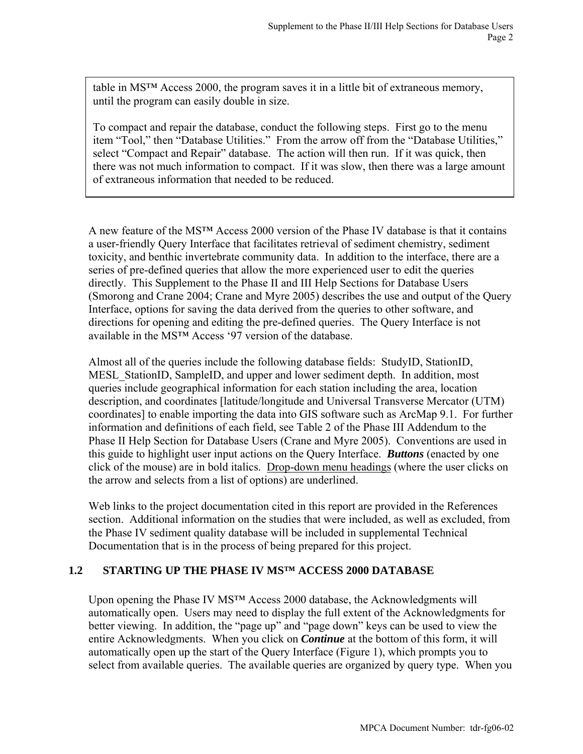table in MS™ Access 2000, the program saves it in a little bit of extraneous memory, until the program can easily double in size.

To compact and repair the database, conduct the following steps. First go to the menu item "Tool," then "Database Utilities." From the arrow off from the "Database Utilities," select "Compact and Repair" database. The action will then run. If it was quick, then there was not much information to compact. If it was slow, then there was a large amount of extraneous information that needed to be reduced.

A new feature of the MS™ Access 2000 version of the Phase IV database is that it contains a user-friendly Query Interface that facilitates retrieval of sediment chemistry, sediment toxicity, and benthic invertebrate community data. In addition to the interface, there are a series of pre-defined queries that allow the more experienced user to edit the queries directly. This Supplement to the Phase II and III Help Sections for Database Users (Smorong and Crane 2004; Crane and Myre 2005) describes the use and output of the Query Interface, options for saving the data derived from the queries to other software, and directions for opening and editing the pre-defined queries. The Query Interface is not available in the MS™ Access '97 version of the database.

Almost all of the queries include the following database fields: StudyID, StationID, MESL_StationID, SampleID, and upper and lower sediment depth. In addition, most queries include geographical information for each station including the area, location description, and coordinates [latitude/longitude and Universal Transverse Mercator (UTM) coordinates] to enable importing the data into GIS software such as ArcMap 9.1. For further information and definitions of each field, see Table 2 of the Phase III Addendum to the Phase II Help Section for Database Users (Crane and Myre 2005). Conventions are used in this guide to highlight user input actions on the Query Interface. ***Buttons*** (enacted by one click of the mouse) are in bold italics. <u>Drop-down menu headings</u> (where the user clicks on the arrow and selects from a list of options) are underlined.

Web links to the project documentation cited in this report are provided in the References section. Additional information on the studies that were included, as well as excluded, from the Phase IV sediment quality database will be included in supplemental Technical Documentation that is in the process of being prepared for this project.

## 1.2 STARTING UP THE PHASE IV MS™ ACCESS 2000 DATABASE

Upon opening the Phase IV MS™ Access 2000 database, the Acknowledgments will automatically open. Users may need to display the full extent of the Acknowledgments for better viewing. In addition, the "page up" and "page down" keys can be used to view the entire Acknowledgments. When you click on ***Continue*** at the bottom of this form, it will automatically open up the start of the Query Interface (Figure 1), which prompts you to select from available queries. The available queries are organized by query type. When you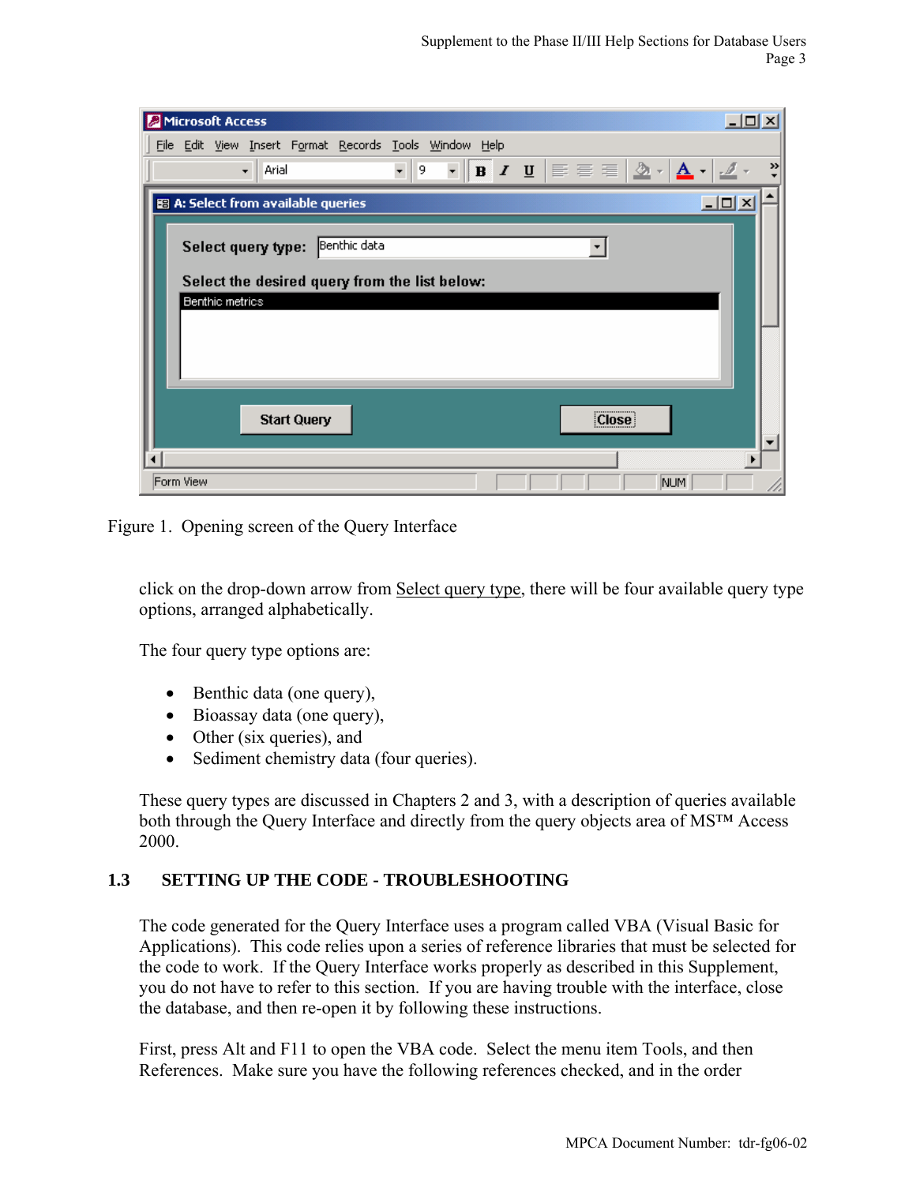Figure 1. Opening screen of the Query Interface

click on the drop-down arrow from Select query type, there will be four available query type options, arranged alphabetically.

The four query type options are:

- Benthic data (one query),
- Bioassay data (one query),
- Other (six queries), and
- Sediment chemistry data (four queries).

These query types are discussed in Chapters 2 and 3, with a description of queries available both through the Query Interface and directly from the query objects area of MS™ Access 2000.

## 1.3 SETTING UP THE CODE - TROUBLESHOOTING

The code generated for the Query Interface uses a program called VBA (Visual Basic for Applications). This code relies upon a series of reference libraries that must be selected for the code to work. If the Query Interface works properly as described in this Supplement, you do not have to refer to this section. If you are having trouble with the interface, close the database, and then re-open it by following these instructions.

First, press Alt and F11 to open the VBA code. Select the menu item Tools, and then References. Make sure you have the following references checked, and in the order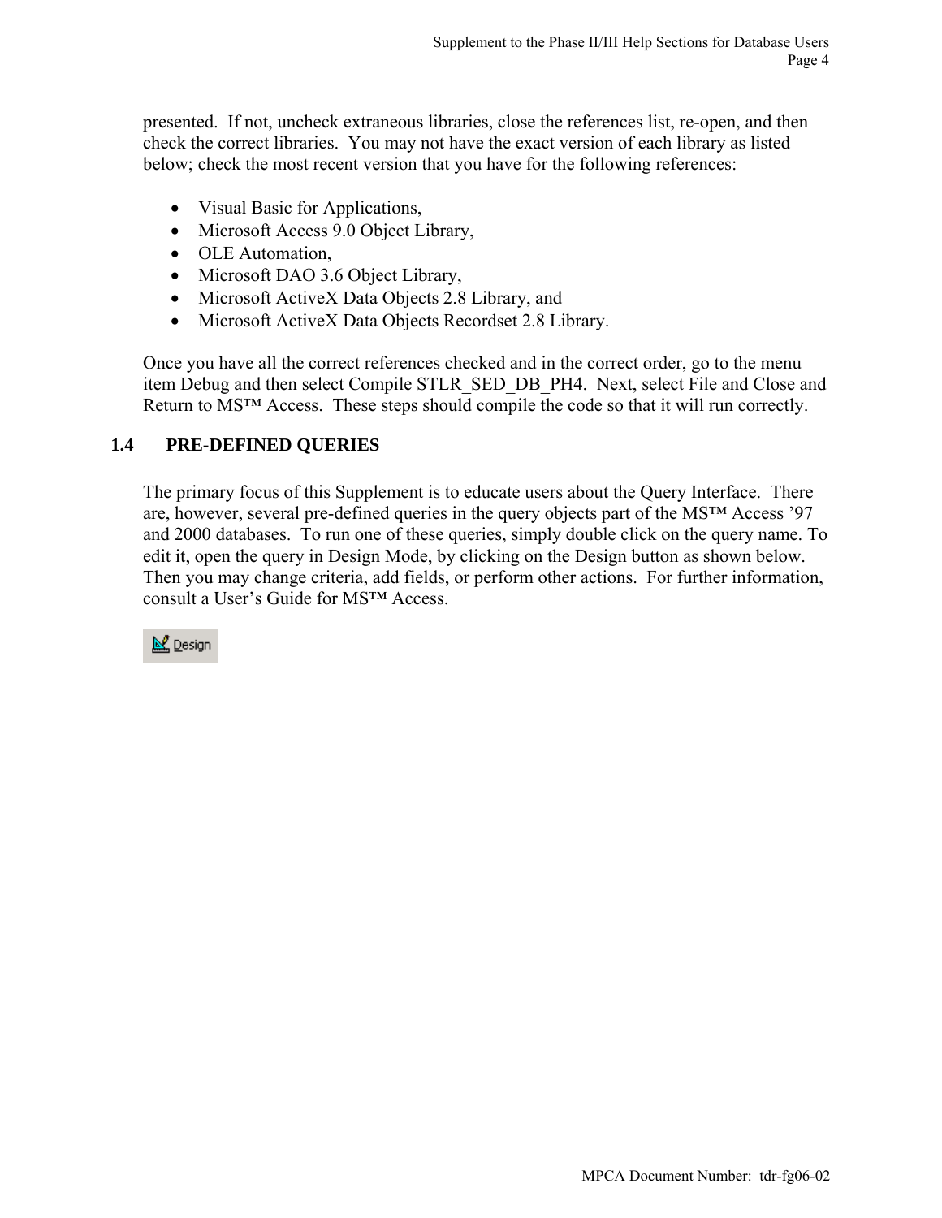presented. If not, uncheck extraneous libraries, close the references list, re-open, and then check the correct libraries. You may not have the exact version of each library as listed below; check the most recent version that you have for the following references:

- Visual Basic for Applications,
- Microsoft Access 9.0 Object Library,
- OLE Automation,
- Microsoft DAO 3.6 Object Library,
- Microsoft ActiveX Data Objects 2.8 Library, and
- Microsoft ActiveX Data Objects Recordset 2.8 Library.

Once you have all the correct references checked and in the correct order, go to the menu item Debug and then select Compile STLR_SED_DB_PH4. Next, select File and Close and Return to MS™ Access. These steps should compile the code so that it will run correctly.

## 1.4 PRE-DEFINED QUERIES

The primary focus of this Supplement is to educate users about the Query Interface. There are, however, several pre-defined queries in the query objects part of the MS™ Access '97 and 2000 databases. To run one of these queries, simply double click on the query name. To edit it, open the query in Design Mode, by clicking on the Design button as shown below. Then you may change criteria, add fields, or perform other actions. For further information, consult a User's Guide for MS™ Access.

Design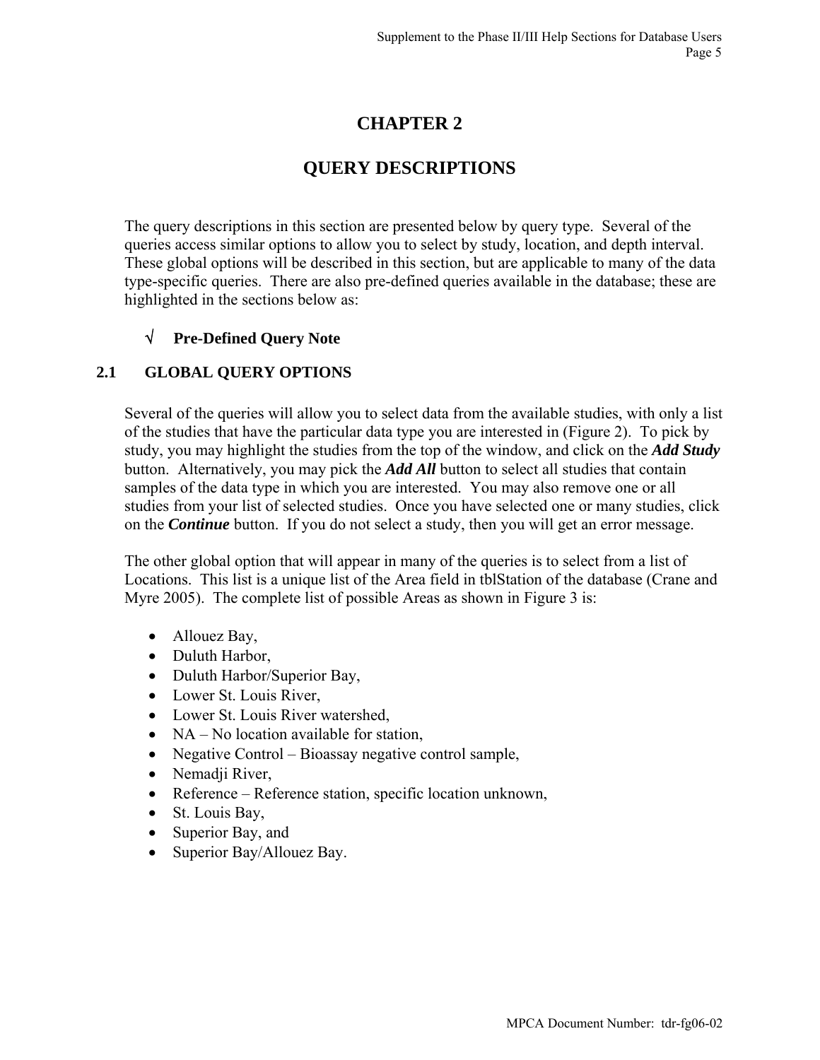# CHAPTER 2

# QUERY DESCRIPTIONS

The query descriptions in this section are presented below by query type. Several of the queries access similar options to allow you to select by study, location, and depth interval. These global options will be described in this section, but are applicable to many of the data type-specific queries. There are also pre-defined queries available in the database; these are highlighted in the sections below as:

√ **Pre-Defined Query Note**

## 2.1 GLOBAL QUERY OPTIONS

Several of the queries will allow you to select data from the available studies, with only a list of the studies that have the particular data type you are interested in (Figure 2). To pick by study, you may highlight the studies from the top of the window, and click on the ***Add Study*** button. Alternatively, you may pick the ***Add All*** button to select all studies that contain samples of the data type in which you are interested. You may also remove one or all studies from your list of selected studies. Once you have selected one or many studies, click on the ***Continue*** button. If you do not select a study, then you will get an error message.

The other global option that will appear in many of the queries is to select from a list of Locations. This list is a unique list of the Area field in tblStation of the database (Crane and Myre 2005). The complete list of possible Areas as shown in Figure 3 is:

- Allouez Bay,
- Duluth Harbor,
- Duluth Harbor/Superior Bay,
- Lower St. Louis River,
- Lower St. Louis River watershed,
- NA – No location available for station,
- Negative Control – Bioassay negative control sample,
- Nemadji River,
- Reference – Reference station, specific location unknown,
- St. Louis Bay,
- Superior Bay, and
- Superior Bay/Allouez Bay.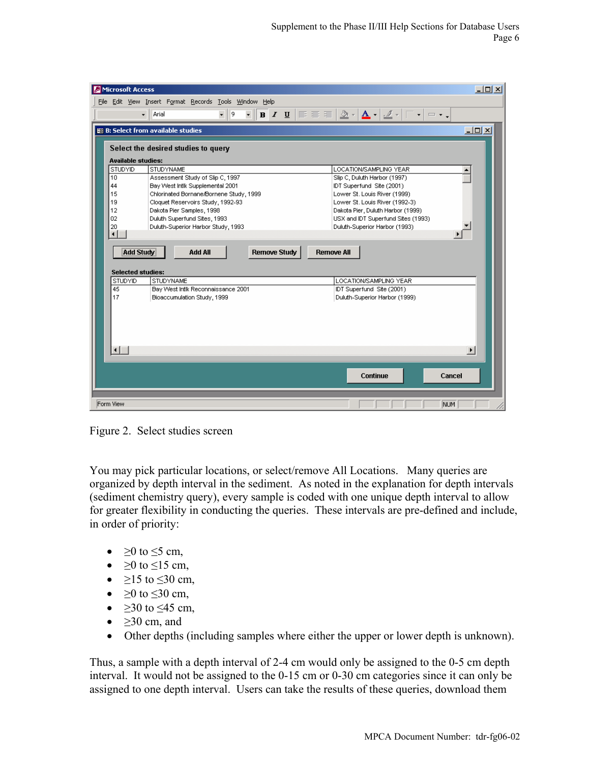Figure 2. Select studies screen

You may pick particular locations, or select/remove All Locations. Many queries are organized by depth interval in the sediment. As noted in the explanation for depth intervals (sediment chemistry query), every sample is coded with one unique depth interval to allow for greater flexibility in conducting the queries. These intervals are pre-defined and include, in order of priority:

- ≥0 to ≤5 cm,
- ≥0 to ≤15 cm,
- ≥15 to ≤30 cm,
- ≥0 to ≤30 cm,
- ≥30 to ≤45 cm,
- ≥30 cm, and
- Other depths (including samples where either the upper or lower depth is unknown).

Thus, a sample with a depth interval of 2-4 cm would only be assigned to the 0-5 cm depth interval. It would not be assigned to the 0-15 cm or 0-30 cm categories since it can only be assigned to one depth interval. Users can take the results of these queries, download them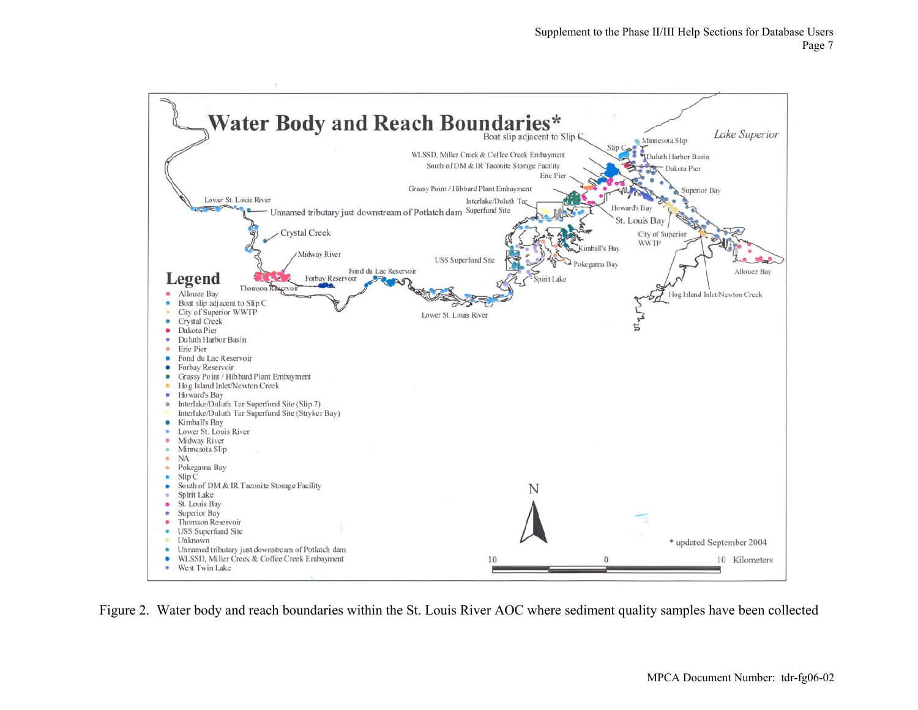# Water Body and Reach Boundaries*

Boat slip adjacent to Slip C

Slip C

Minnesota Slip

Lake Superior

WLSSD, Miller Creek & Coffee Creek Embayment

Duluth Harbor Basin

South of DM & IR Taconite Storage Facility

Dakota Pier

Erie Pier

Grassy Point / Hibbard Plant Embayment

Superior Bay

Interlake/Duluth Tar Superfund Site

Lower St. Louis River

Unnamed tributary just downstream of Potlatch dam

Howard's Bay

St. Louis Bay

Crystal Creek

City of Superior WWTP

Midway River

Kimball's Bay

USS Superfund Site

Pokegama Bay

Alllouez Bay

Fond du Lac Reservoir

Spirit Lake

Forbay Reservoir

Thomson Reservoir

Hog Island Inlet/Newton Creek

Lower St. Louis River

## Legend

- Allouez Bay
- Boat slip adjacent to Slip C
- City of Superior WWTP
- Crystal Creek
- Dakota Pier
- Duluth Harbor Basin
- Erie Pier
- Fond du Lac Reservoir
- Forbay Reservoir
- Grassy Point / Hibbard Plant Embayment
- Hog Island Inlet/Newton Creek
- Howard's Bay
- Interlake/Duluth Tar Superfund Site (Slip 7)
- Interlake/Duluth Tar Superfund Site (Stryker Bay)
- Kimball's Bay
- Lower St. Louis River
- Midway River
- Minnesota Slip
- NA
- Pokegama Bay
- Slip C
- South of DM & IR Taconite Storage Facility
- Spirit Lake
- St. Louis Bay
- Superior Bay
- Thomson Reservoir
- USS Superfund Site
- Unknown
- Unnamed tributary just downstream of Potlatch dam
- WLSSD, Miller Creek & Coffee Creek Embayment
- West Twin Lake

N

10 0 10 Kilometers

\* updated September 2004

Figure 2. Water body and reach boundaries within the St. Louis River AOC where sediment quality samples have been collected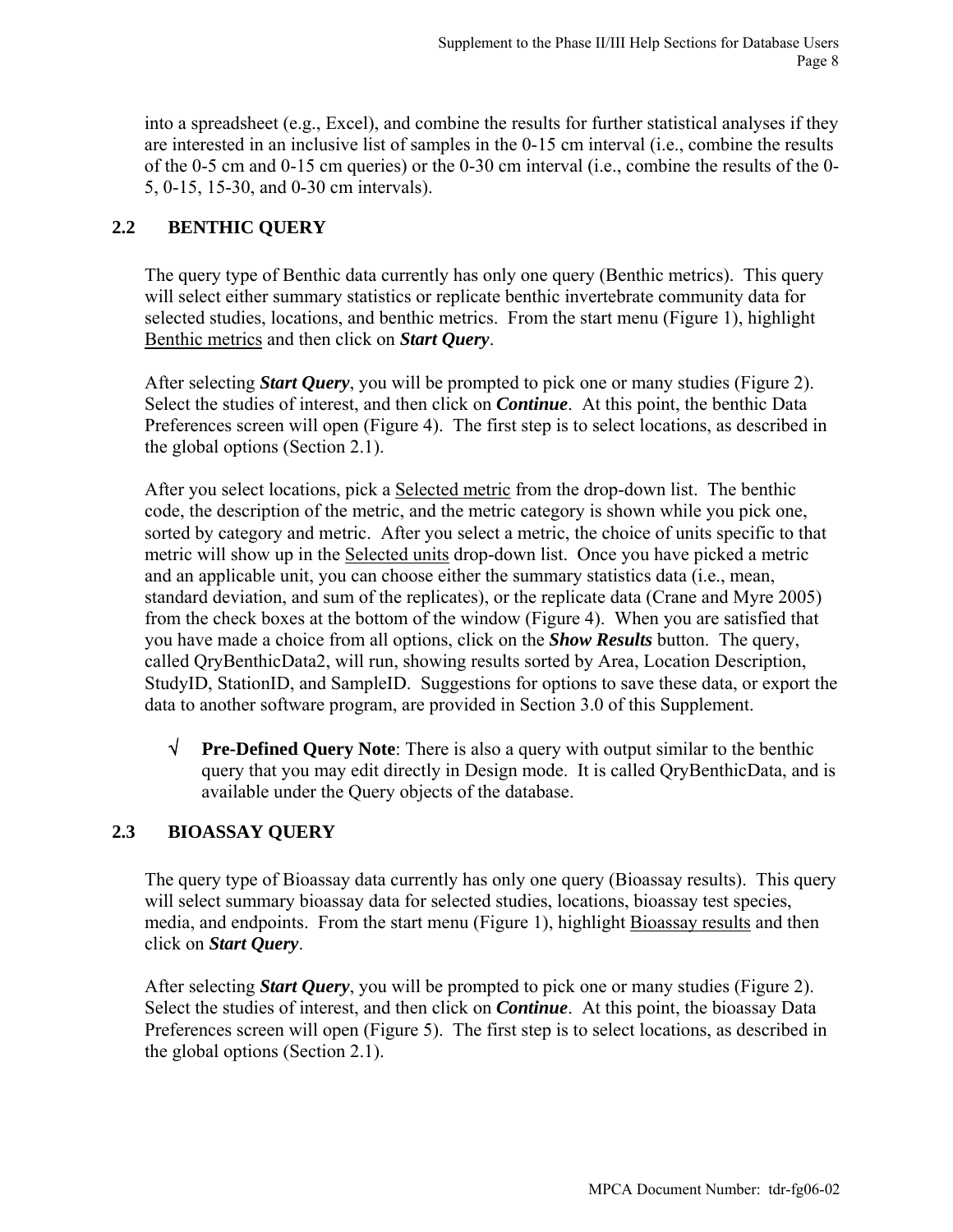into a spreadsheet (e.g., Excel), and combine the results for further statistical analyses if they are interested in an inclusive list of samples in the 0-15 cm interval (i.e., combine the results of the 0-5 cm and 0-15 cm queries) or the 0-30 cm interval (i.e., combine the results of the 0-5, 0-15, 15-30, and 0-30 cm intervals).

## 2.2 BENTHIC QUERY

The query type of Benthic data currently has only one query (Benthic metrics). This query will select either summary statistics or replicate benthic invertebrate community data for selected studies, locations, and benthic metrics. From the start menu (Figure 1), highlight Benthic metrics and then click on ***Start Query***.

After selecting ***Start Query***, you will be prompted to pick one or many studies (Figure 2). Select the studies of interest, and then click on ***Continue***. At this point, the benthic Data Preferences screen will open (Figure 4). The first step is to select locations, as described in the global options (Section 2.1).

After you select locations, pick a Selected metric from the drop-down list. The benthic code, the description of the metric, and the metric category is shown while you pick one, sorted by category and metric. After you select a metric, the choice of units specific to that metric will show up in the Selected units drop-down list. Once you have picked a metric and an applicable unit, you can choose either the summary statistics data (i.e., mean, standard deviation, and sum of the replicates), or the replicate data (Crane and Myre 2005) from the check boxes at the bottom of the window (Figure 4). When you are satisfied that you have made a choice from all options, click on the ***Show Results*** button. The query, called QryBenthicData2, will run, showing results sorted by Area, Location Description, StudyID, StationID, and SampleID. Suggestions for options to save these data, or export the data to another software program, are provided in Section 3.0 of this Supplement.

- √ **Pre-Defined Query Note**: There is also a query with output similar to the benthic query that you may edit directly in Design mode. It is called QryBenthicData, and is available under the Query objects of the database.

## 2.3 BIOASSAY QUERY

The query type of Bioassay data currently has only one query (Bioassay results). This query will select summary bioassay data for selected studies, locations, bioassay test species, media, and endpoints. From the start menu (Figure 1), highlight Bioassay results and then click on ***Start Query***.

After selecting ***Start Query***, you will be prompted to pick one or many studies (Figure 2). Select the studies of interest, and then click on ***Continue***. At this point, the bioassay Data Preferences screen will open (Figure 5). The first step is to select locations, as described in the global options (Section 2.1).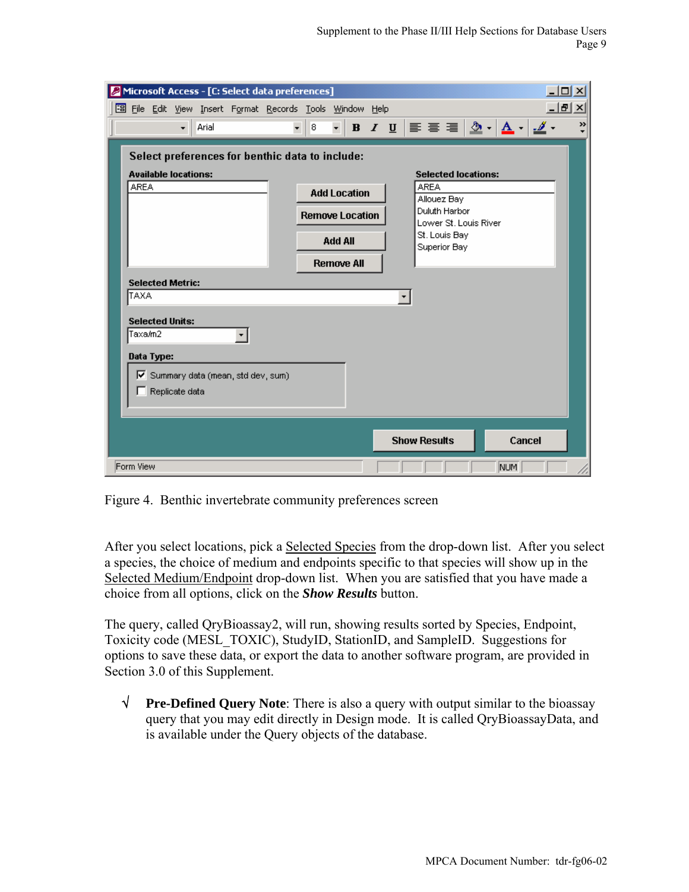Figure 4. Benthic invertebrate community preferences screen

After you select locations, pick a Selected Species from the drop-down list. After you select a species, the choice of medium and endpoints specific to that species will show up in the Selected Medium/Endpoint drop-down list. When you are satisfied that you have made a choice from all options, click on the ***Show Results*** button.

The query, called QryBioassay2, will run, showing results sorted by Species, Endpoint, Toxicity code (MESL_TOXIC), StudyID, StationID, and SampleID. Suggestions for options to save these data, or export the data to another software program, are provided in Section 3.0 of this Supplement.

√ **Pre-Defined Query Note**: There is also a query with output similar to the bioassay query that you may edit directly in Design mode. It is called QryBioassayData, and is available under the Query objects of the database.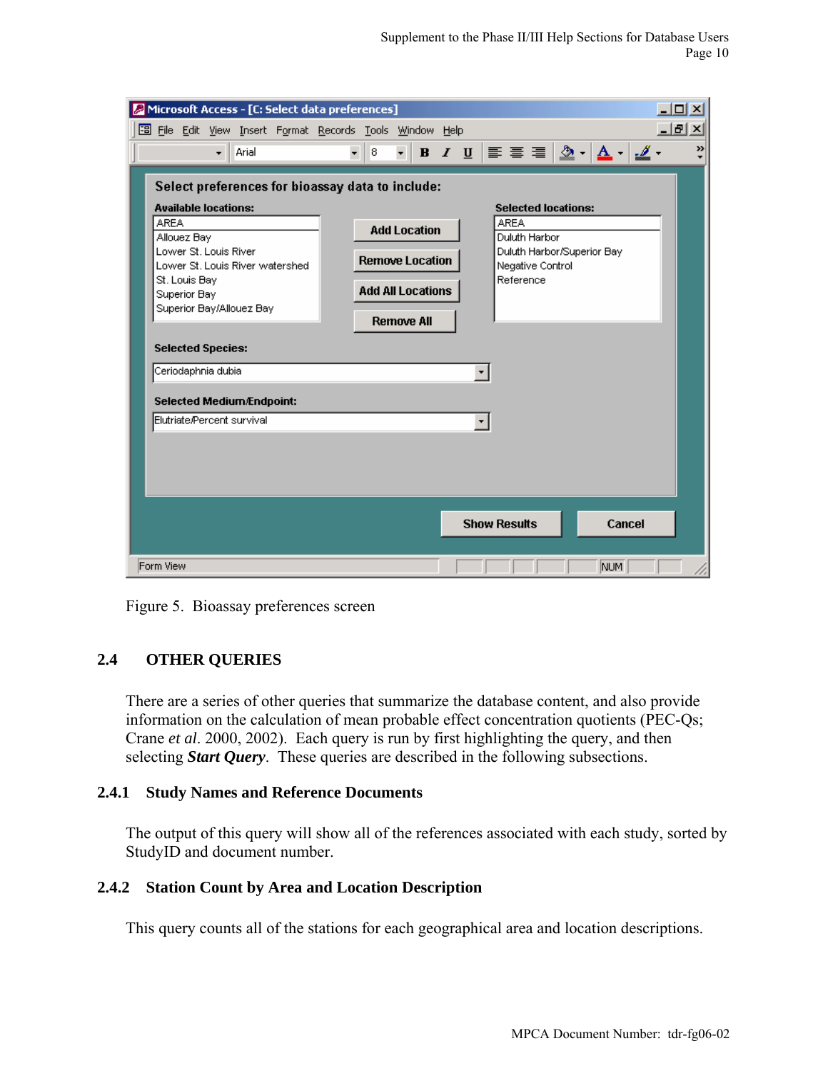Figure 5. Bioassay preferences screen

## 2.4 OTHER QUERIES

There are a series of other queries that summarize the database content, and also provide information on the calculation of mean probable effect concentration quotients (PEC-Qs; Crane *et al*. 2000, 2002). Each query is run by first highlighting the query, and then selecting ***Start Query***. These queries are described in the following subsections.

### 2.4.1 Study Names and Reference Documents

The output of this query will show all of the references associated with each study, sorted by StudyID and document number.

### 2.4.2 Station Count by Area and Location Description

This query counts all of the stations for each geographical area and location descriptions.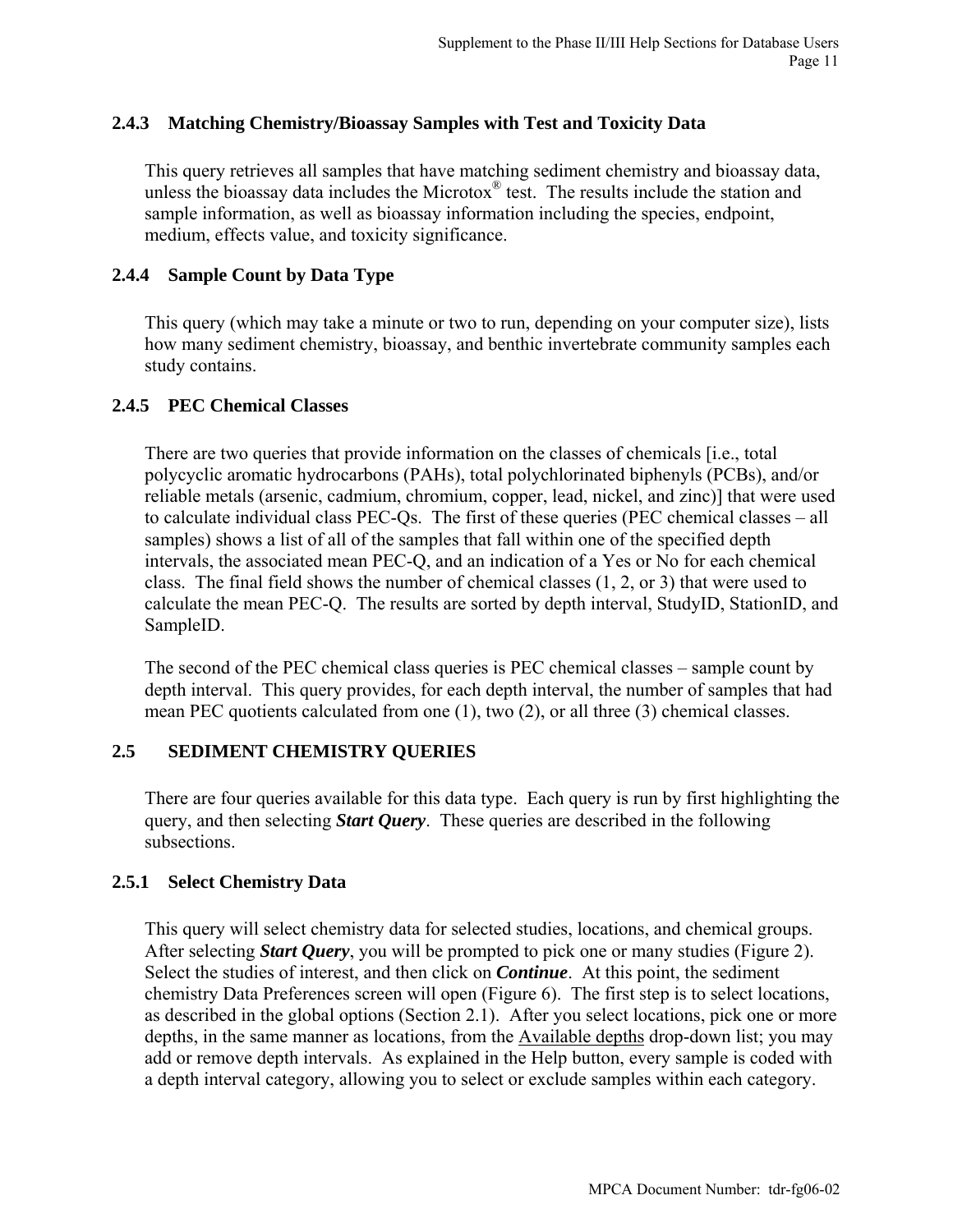### 2.4.3 Matching Chemistry/Bioassay Samples with Test and Toxicity Data

This query retrieves all samples that have matching sediment chemistry and bioassay data, unless the bioassay data includes the Microtox® test. The results include the station and sample information, as well as bioassay information including the species, endpoint, medium, effects value, and toxicity significance.

### 2.4.4 Sample Count by Data Type

This query (which may take a minute or two to run, depending on your computer size), lists how many sediment chemistry, bioassay, and benthic invertebrate community samples each study contains.

### 2.4.5 PEC Chemical Classes

There are two queries that provide information on the classes of chemicals [i.e., total polycyclic aromatic hydrocarbons (PAHs), total polychlorinated biphenyls (PCBs), and/or reliable metals (arsenic, cadmium, chromium, copper, lead, nickel, and zinc)] that were used to calculate individual class PEC-Qs. The first of these queries (PEC chemical classes – all samples) shows a list of all of the samples that fall within one of the specified depth intervals, the associated mean PEC-Q, and an indication of a Yes or No for each chemical class. The final field shows the number of chemical classes (1, 2, or 3) that were used to calculate the mean PEC-Q. The results are sorted by depth interval, StudyID, StationID, and SampleID.

The second of the PEC chemical class queries is PEC chemical classes – sample count by depth interval. This query provides, for each depth interval, the number of samples that had mean PEC quotients calculated from one (1), two (2), or all three (3) chemical classes.

## 2.5 SEDIMENT CHEMISTRY QUERIES

There are four queries available for this data type. Each query is run by first highlighting the query, and then selecting ***Start Query***. These queries are described in the following subsections.

### 2.5.1 Select Chemistry Data

This query will select chemistry data for selected studies, locations, and chemical groups. After selecting ***Start Query***, you will be prompted to pick one or many studies (Figure 2). Select the studies of interest, and then click on ***Continue***. At this point, the sediment chemistry Data Preferences screen will open (Figure 6). The first step is to select locations, as described in the global options (Section 2.1). After you select locations, pick one or more depths, in the same manner as locations, from the Available depths drop-down list; you may add or remove depth intervals. As explained in the Help button, every sample is coded with a depth interval category, allowing you to select or exclude samples within each category.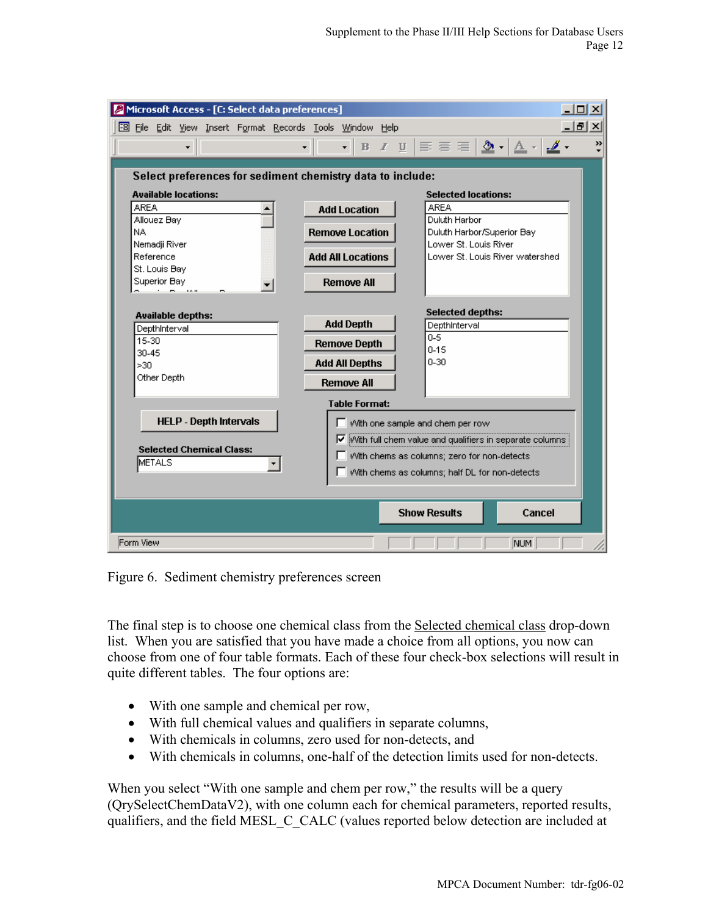Figure 6. Sediment chemistry preferences screen

The final step is to choose one chemical class from the Selected chemical class drop-down list. When you are satisfied that you have made a choice from all options, you now can choose from one of four table formats. Each of these four check-box selections will result in quite different tables. The four options are:

- With one sample and chemical per row,
- With full chemical values and qualifiers in separate columns,
- With chemicals in columns, zero used for non-detects, and
- With chemicals in columns, one-half of the detection limits used for non-detects.

When you select "With one sample and chem per row," the results will be a query (QrySelectChemDataV2), with one column each for chemical parameters, reported results, qualifiers, and the field MESL_C_CALC (values reported below detection are included at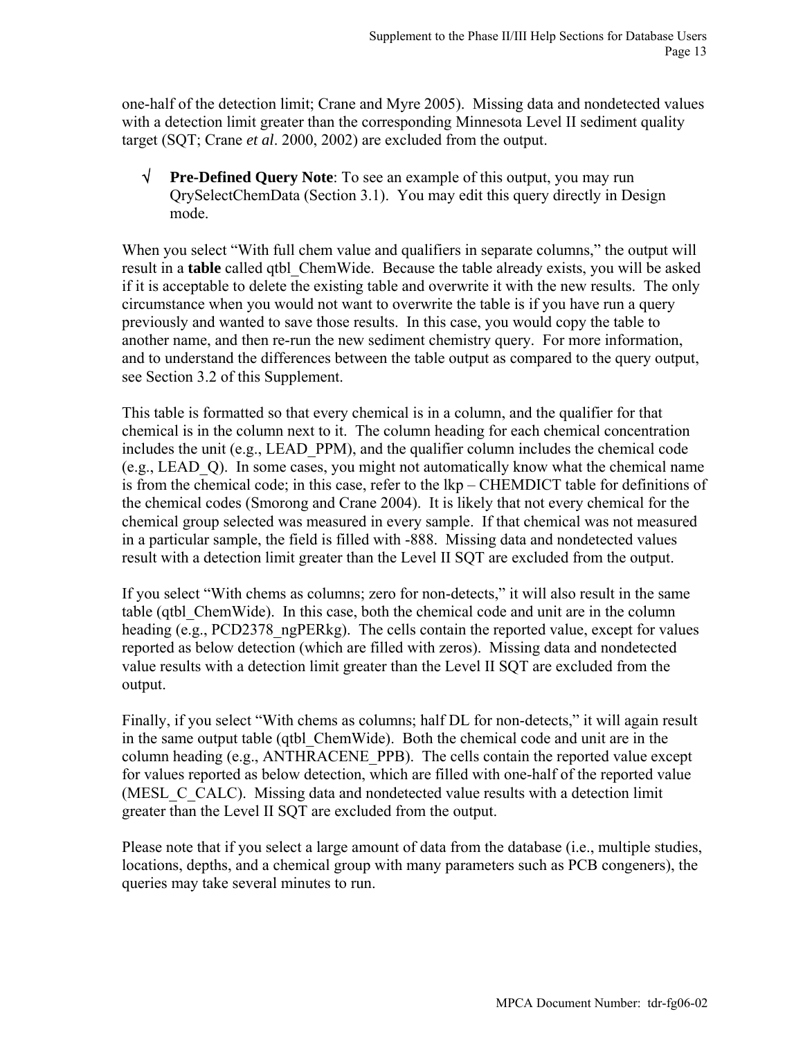one-half of the detection limit; Crane and Myre 2005). Missing data and nondetected values with a detection limit greater than the corresponding Minnesota Level II sediment quality target (SQT; Crane *et al*. 2000, 2002) are excluded from the output.

√ **Pre-Defined Query Note**: To see an example of this output, you may run QrySelectChemData (Section 3.1). You may edit this query directly in Design mode.

When you select "With full chem value and qualifiers in separate columns," the output will result in a **table** called qtbl_ChemWide. Because the table already exists, you will be asked if it is acceptable to delete the existing table and overwrite it with the new results. The only circumstance when you would not want to overwrite the table is if you have run a query previously and wanted to save those results. In this case, you would copy the table to another name, and then re-run the new sediment chemistry query. For more information, and to understand the differences between the table output as compared to the query output, see Section 3.2 of this Supplement.

This table is formatted so that every chemical is in a column, and the qualifier for that chemical is in the column next to it. The column heading for each chemical concentration includes the unit (e.g., LEAD_PPM), and the qualifier column includes the chemical code (e.g., LEAD_Q). In some cases, you might not automatically know what the chemical name is from the chemical code; in this case, refer to the lkp – CHEMDICT table for definitions of the chemical codes (Smorong and Crane 2004). It is likely that not every chemical for the chemical group selected was measured in every sample. If that chemical was not measured in a particular sample, the field is filled with -888. Missing data and nondetected values result with a detection limit greater than the Level II SQT are excluded from the output.

If you select "With chems as columns; zero for non-detects," it will also result in the same table (qtbl_ChemWide). In this case, both the chemical code and unit are in the column heading (e.g., PCD2378_ngPERkg). The cells contain the reported value, except for values reported as below detection (which are filled with zeros). Missing data and nondetected value results with a detection limit greater than the Level II SQT are excluded from the output.

Finally, if you select "With chems as columns; half DL for non-detects," it will again result in the same output table (qtbl_ChemWide). Both the chemical code and unit are in the column heading (e.g., ANTHRACENE_PPB). The cells contain the reported value except for values reported as below detection, which are filled with one-half of the reported value (MESL_C_CALC). Missing data and nondetected value results with a detection limit greater than the Level II SQT are excluded from the output.

Please note that if you select a large amount of data from the database (i.e., multiple studies, locations, depths, and a chemical group with many parameters such as PCB congeners), the queries may take several minutes to run.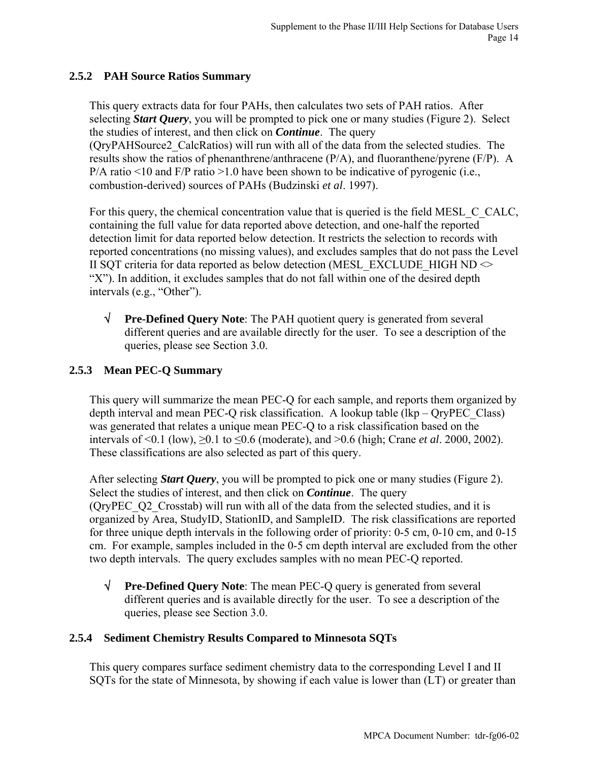### 2.5.2 PAH Source Ratios Summary

This query extracts data for four PAHs, then calculates two sets of PAH ratios. After selecting ***Start Query***, you will be prompted to pick one or many studies (Figure 2). Select the studies of interest, and then click on ***Continue***. The query (QryPAHSource2_CalcRatios) will run with all of the data from the selected studies. The results show the ratios of phenanthrene/anthracene (P/A), and fluoranthene/pyrene (F/P). A P/A ratio <10 and F/P ratio >1.0 have been shown to be indicative of pyrogenic (i.e., combustion-derived) sources of PAHs (Budzinski *et al*. 1997).

For this query, the chemical concentration value that is queried is the field MESL_C_CALC, containing the full value for data reported above detection, and one-half the reported detection limit for data reported below detection. It restricts the selection to records with reported concentrations (no missing values), and excludes samples that do not pass the Level II SQT criteria for data reported as below detection (MESL_EXCLUDE_HIGH ND <> "X"). In addition, it excludes samples that do not fall within one of the desired depth intervals (e.g., "Other").

√ **Pre-Defined Query Note**: The PAH quotient query is generated from several different queries and are available directly for the user. To see a description of the queries, please see Section 3.0.

### 2.5.3 Mean PEC-Q Summary

This query will summarize the mean PEC-Q for each sample, and reports them organized by depth interval and mean PEC-Q risk classification. A lookup table (lkp – QryPEC_Class) was generated that relates a unique mean PEC-Q to a risk classification based on the intervals of <0.1 (low), ≥0.1 to ≤0.6 (moderate), and >0.6 (high; Crane *et al*. 2000, 2002). These classifications are also selected as part of this query.

After selecting ***Start Query***, you will be prompted to pick one or many studies (Figure 2). Select the studies of interest, and then click on ***Continue***. The query (QryPEC_Q2_Crosstab) will run with all of the data from the selected studies, and it is organized by Area, StudyID, StationID, and SampleID. The risk classifications are reported for three unique depth intervals in the following order of priority: 0-5 cm, 0-10 cm, and 0-15 cm. For example, samples included in the 0-5 cm depth interval are excluded from the other two depth intervals. The query excludes samples with no mean PEC-Q reported.

√ **Pre-Defined Query Note**: The mean PEC-Q query is generated from several different queries and is available directly for the user. To see a description of the queries, please see Section 3.0.

### 2.5.4 Sediment Chemistry Results Compared to Minnesota SQTs

This query compares surface sediment chemistry data to the corresponding Level I and II SQTs for the state of Minnesota, by showing if each value is lower than (LT) or greater than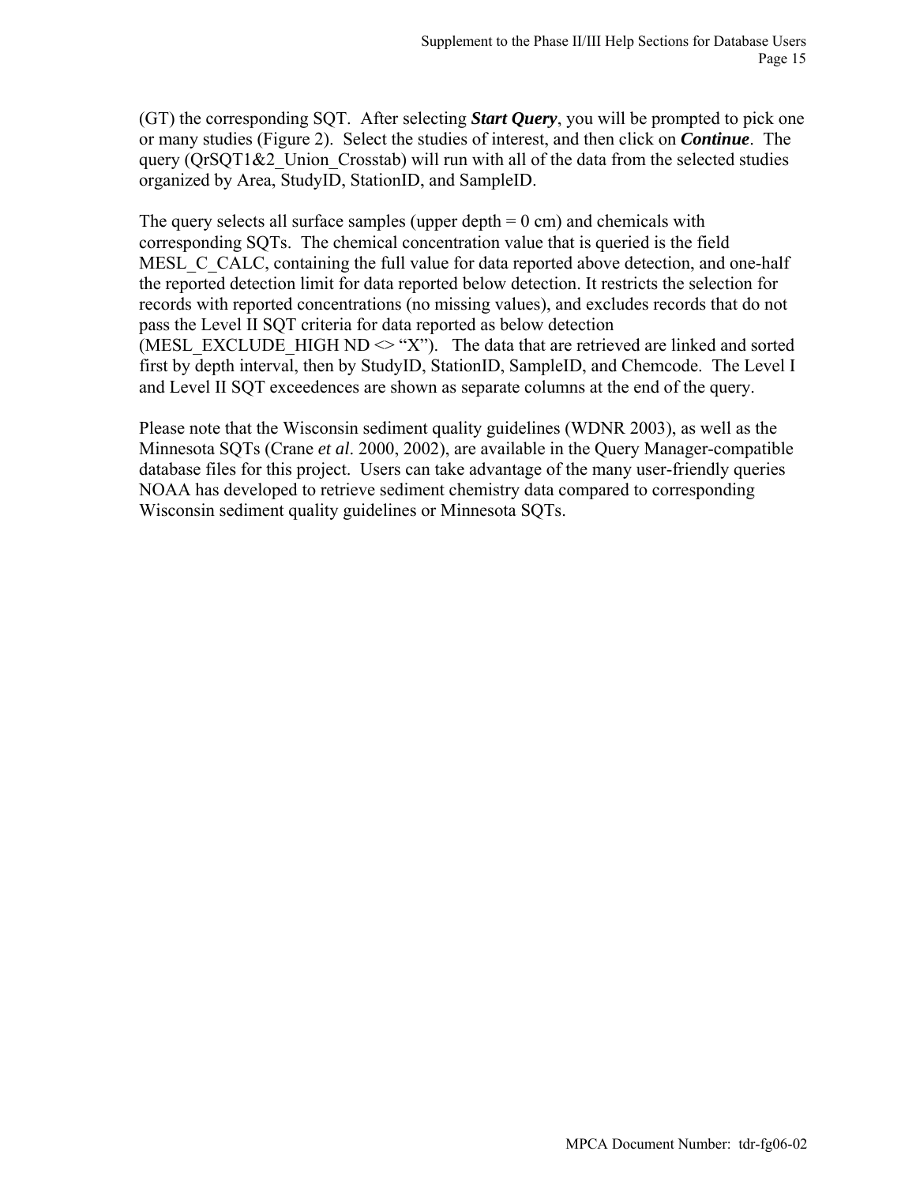(GT) the corresponding SQT. After selecting ***Start Query***, you will be prompted to pick one or many studies (Figure 2). Select the studies of interest, and then click on ***Continue***. The query (QrSQT1&2_Union_Crosstab) will run with all of the data from the selected studies organized by Area, StudyID, StationID, and SampleID.

The query selects all surface samples (upper depth = 0 cm) and chemicals with corresponding SQTs. The chemical concentration value that is queried is the field MESL_C_CALC, containing the full value for data reported above detection, and one-half the reported detection limit for data reported below detection. It restricts the selection for records with reported concentrations (no missing values), and excludes records that do not pass the Level II SQT criteria for data reported as below detection (MESL_EXCLUDE_HIGH ND <> "X"). The data that are retrieved are linked and sorted first by depth interval, then by StudyID, StationID, SampleID, and Chemcode. The Level I and Level II SQT exceedences are shown as separate columns at the end of the query.

Please note that the Wisconsin sediment quality guidelines (WDNR 2003), as well as the Minnesota SQTs (Crane *et al*. 2000, 2002), are available in the Query Manager-compatible database files for this project. Users can take advantage of the many user-friendly queries NOAA has developed to retrieve sediment chemistry data compared to corresponding Wisconsin sediment quality guidelines or Minnesota SQTs.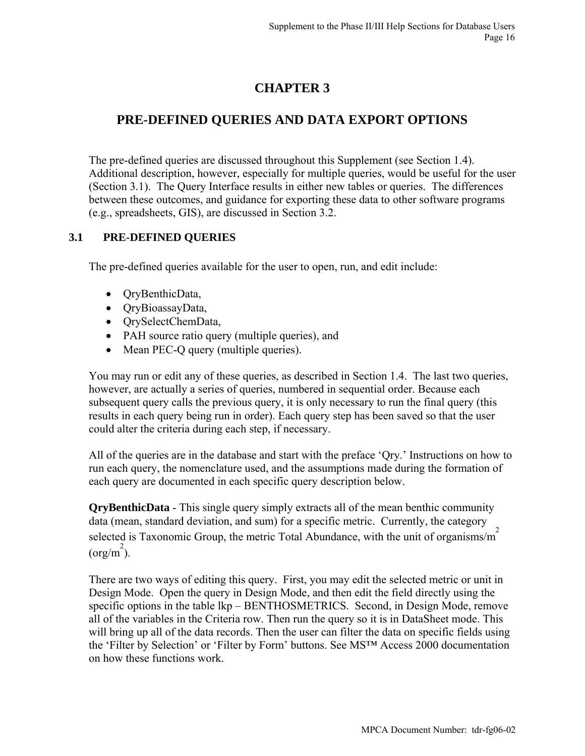# CHAPTER 3

# PRE-DEFINED QUERIES AND DATA EXPORT OPTIONS

The pre-defined queries are discussed throughout this Supplement (see Section 1.4). Additional description, however, especially for multiple queries, would be useful for the user (Section 3.1). The Query Interface results in either new tables or queries. The differences between these outcomes, and guidance for exporting these data to other software programs (e.g., spreadsheets, GIS), are discussed in Section 3.2.

## 3.1 PRE-DEFINED QUERIES

The pre-defined queries available for the user to open, run, and edit include:

- QryBenthicData,
- QryBioassayData,
- QrySelectChemData,
- PAH source ratio query (multiple queries), and
- Mean PEC-Q query (multiple queries).

You may run or edit any of these queries, as described in Section 1.4. The last two queries, however, are actually a series of queries, numbered in sequential order. Because each subsequent query calls the previous query, it is only necessary to run the final query (this results in each query being run in order). Each query step has been saved so that the user could alter the criteria during each step, if necessary.

All of the queries are in the database and start with the preface 'Qry.' Instructions on how to run each query, the nomenclature used, and the assumptions made during the formation of each query are documented in each specific query description below.

**QryBenthicData** - This single query simply extracts all of the mean benthic community data (mean, standard deviation, and sum) for a specific metric. Currently, the category selected is Taxonomic Group, the metric Total Abundance, with the unit of organisms/$m^2$ (org/$m^2$).

There are two ways of editing this query. First, you may edit the selected metric or unit in Design Mode. Open the query in Design Mode, and then edit the field directly using the specific options in the table lkp – BENTHOSMETRICS. Second, in Design Mode, remove all of the variables in the Criteria row. Then run the query so it is in DataSheet mode. This will bring up all of the data records. Then the user can filter the data on specific fields using the 'Filter by Selection' or 'Filter by Form' buttons. See MS™ Access 2000 documentation on how these functions work.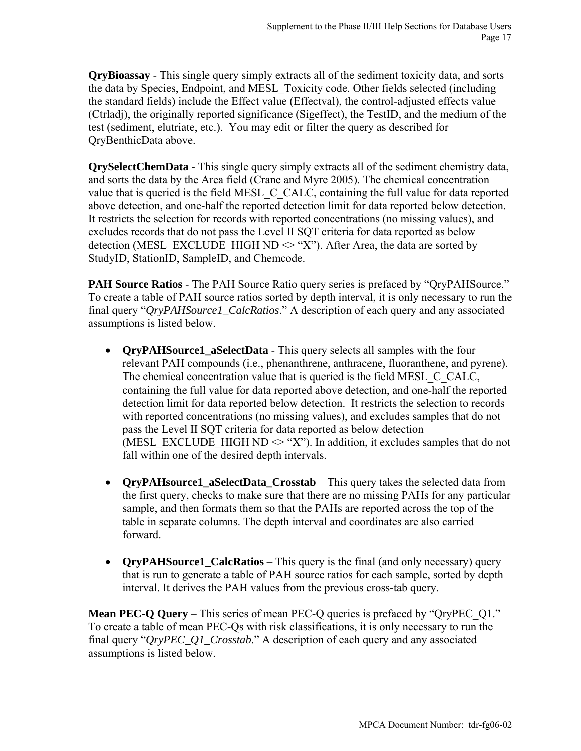**QryBioassay** - This single query simply extracts all of the sediment toxicity data, and sorts the data by Species, Endpoint, and MESL_Toxicity code. Other fields selected (including the standard fields) include the Effect value (Effectval), the control-adjusted effects value (Ctrladj), the originally reported significance (Sigeffect), the TestID, and the medium of the test (sediment, elutriate, etc.). You may edit or filter the query as described for QryBenthicData above.

**QrySelectChemData** - This single query simply extracts all of the sediment chemistry data, and sorts the data by the Area field (Crane and Myre 2005). The chemical concentration value that is queried is the field MESL_C_CALC, containing the full value for data reported above detection, and one-half the reported detection limit for data reported below detection. It restricts the selection for records with reported concentrations (no missing values), and excludes records that do not pass the Level II SQT criteria for data reported as below detection (MESL_EXCLUDE_HIGH ND <> "X"). After Area, the data are sorted by StudyID, StationID, SampleID, and Chemcode.

**PAH Source Ratios** - The PAH Source Ratio query series is prefaced by "QryPAHSource." To create a table of PAH source ratios sorted by depth interval, it is only necessary to run the final query "*QryPAHSource1_CalcRatios*." A description of each query and any associated assumptions is listed below.

- **QryPAHSource1_aSelectData** - This query selects all samples with the four relevant PAH compounds (i.e., phenanthrene, anthracene, fluoranthene, and pyrene). The chemical concentration value that is queried is the field MESL_C_CALC, containing the full value for data reported above detection, and one-half the reported detection limit for data reported below detection. It restricts the selection to records with reported concentrations (no missing values), and excludes samples that do not pass the Level II SQT criteria for data reported as below detection (MESL_EXCLUDE_HIGH ND <> "X"). In addition, it excludes samples that do not fall within one of the desired depth intervals.

- **QryPAHsource1_aSelectData_Crosstab** – This query takes the selected data from the first query, checks to make sure that there are no missing PAHs for any particular sample, and then formats them so that the PAHs are reported across the top of the table in separate columns. The depth interval and coordinates are also carried forward.

- **QryPAHSource1_CalcRatios** – This query is the final (and only necessary) query that is run to generate a table of PAH source ratios for each sample, sorted by depth interval. It derives the PAH values from the previous cross-tab query.

**Mean PEC-Q Query** – This series of mean PEC-Q queries is prefaced by "QryPEC_Q1." To create a table of mean PEC-Qs with risk classifications, it is only necessary to run the final query "*QryPEC_Q1_Crosstab*." A description of each query and any associated assumptions is listed below.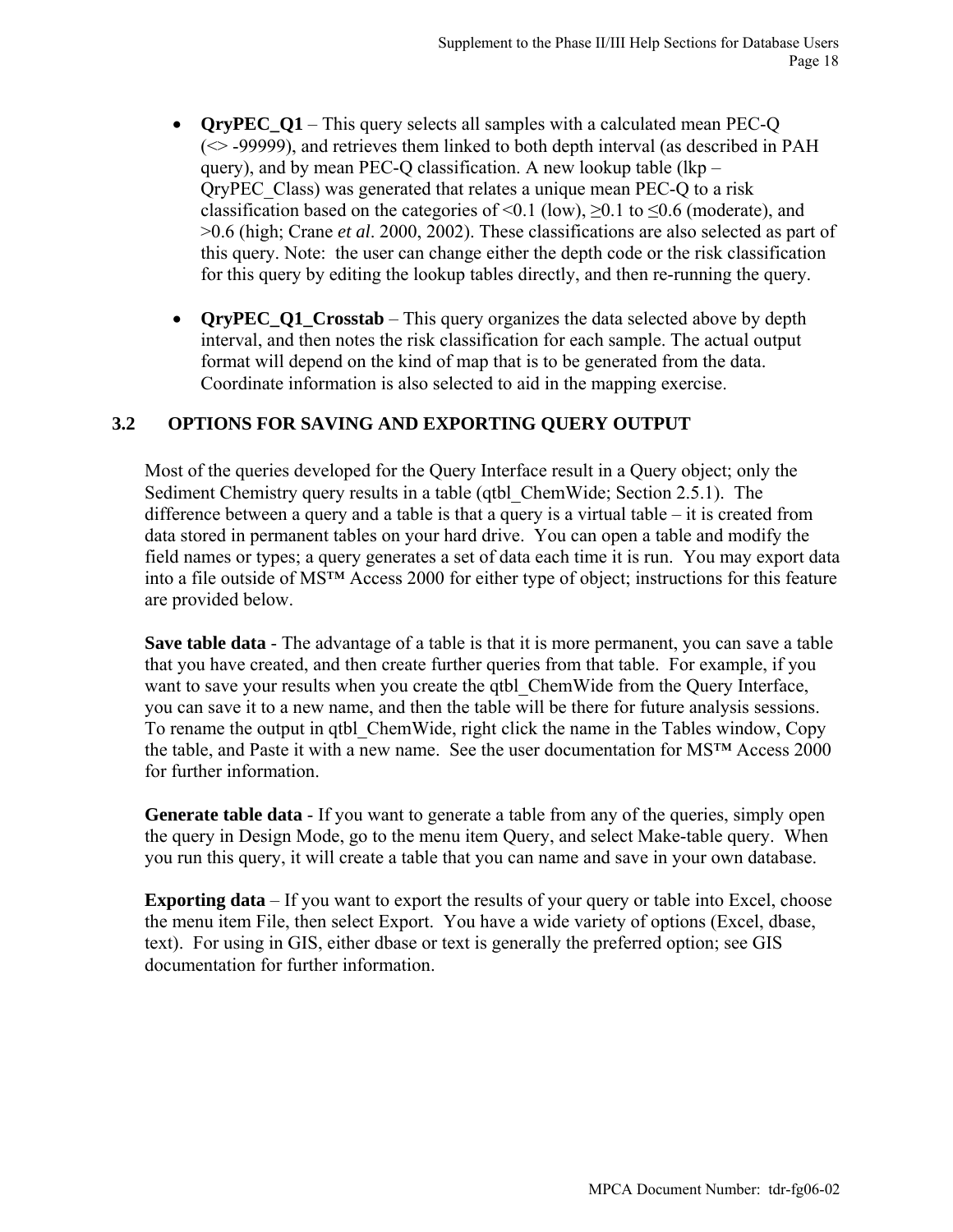- **QryPEC_Q1** – This query selects all samples with a calculated mean PEC-Q (<> -99999), and retrieves them linked to both depth interval (as described in PAH query), and by mean PEC-Q classification. A new lookup table (lkp – QryPEC_Class) was generated that relates a unique mean PEC-Q to a risk classification based on the categories of <0.1 (low), ≥0.1 to ≤0.6 (moderate), and >0.6 (high; Crane *et al*. 2000, 2002). These classifications are also selected as part of this query. Note: the user can change either the depth code or the risk classification for this query by editing the lookup tables directly, and then re-running the query.

- **QryPEC_Q1_Crosstab** – This query organizes the data selected above by depth interval, and then notes the risk classification for each sample. The actual output format will depend on the kind of map that is to be generated from the data. Coordinate information is also selected to aid in the mapping exercise.

## 3.2 OPTIONS FOR SAVING AND EXPORTING QUERY OUTPUT

Most of the queries developed for the Query Interface result in a Query object; only the Sediment Chemistry query results in a table (qtbl_ChemWide; Section 2.5.1). The difference between a query and a table is that a query is a virtual table – it is created from data stored in permanent tables on your hard drive. You can open a table and modify the field names or types; a query generates a set of data each time it is run. You may export data into a file outside of MS™ Access 2000 for either type of object; instructions for this feature are provided below.

**Save table data** - The advantage of a table is that it is more permanent, you can save a table that you have created, and then create further queries from that table. For example, if you want to save your results when you create the qtbl_ChemWide from the Query Interface, you can save it to a new name, and then the table will be there for future analysis sessions. To rename the output in qtbl_ChemWide, right click the name in the Tables window, Copy the table, and Paste it with a new name. See the user documentation for MS™ Access 2000 for further information.

**Generate table data** - If you want to generate a table from any of the queries, simply open the query in Design Mode, go to the menu item Query, and select Make-table query. When you run this query, it will create a table that you can name and save in your own database.

**Exporting data** – If you want to export the results of your query or table into Excel, choose the menu item File, then select Export. You have a wide variety of options (Excel, dbase, text). For using in GIS, either dbase or text is generally the preferred option; see GIS documentation for further information.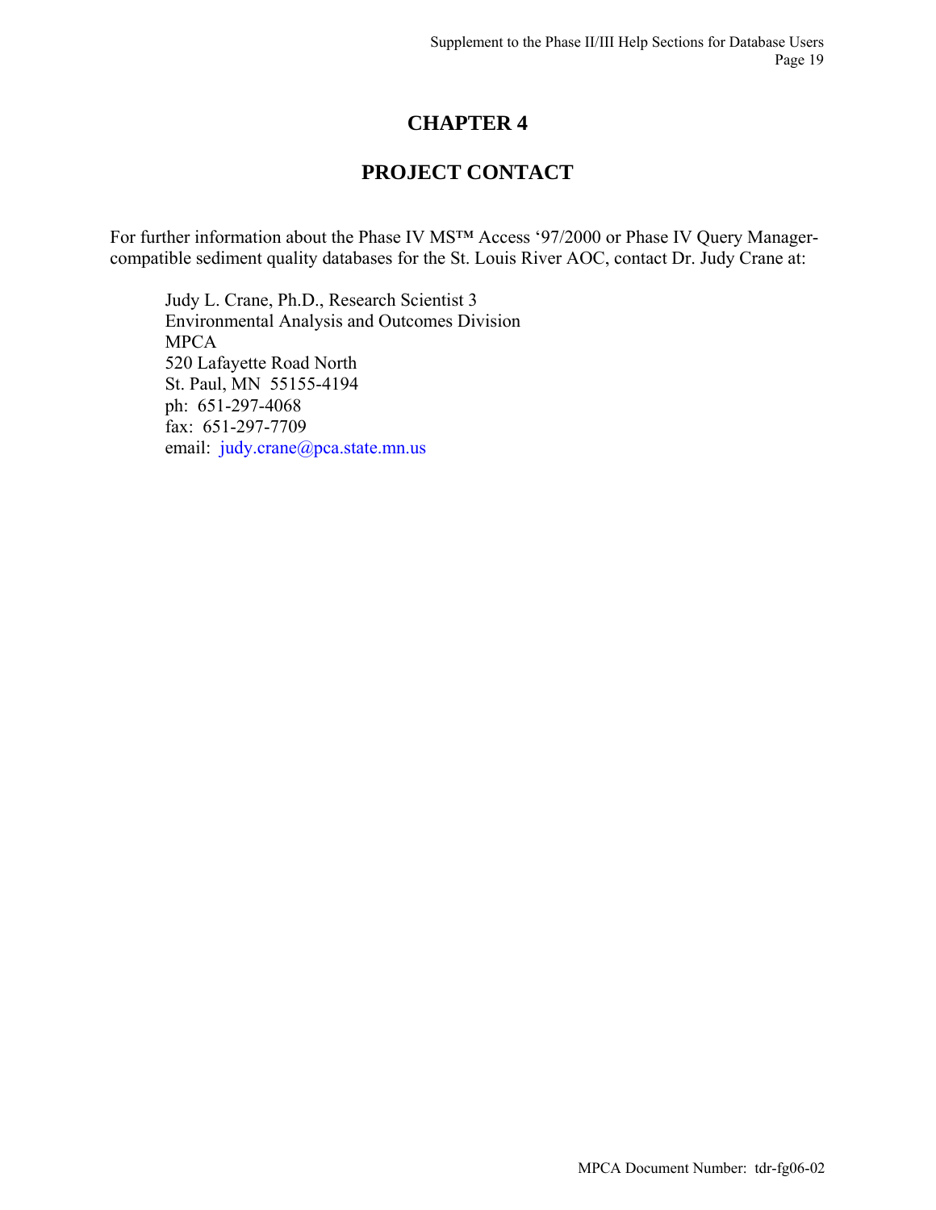# CHAPTER 4

# PROJECT CONTACT

For further information about the Phase IV MS™ Access '97/2000 or Phase IV Query Manager-compatible sediment quality databases for the St. Louis River AOC, contact Dr. Judy Crane at:

Judy L. Crane, Ph.D., Research Scientist 3
Environmental Analysis and Outcomes Division
MPCA
520 Lafayette Road North
St. Paul, MN 55155-4194
ph: 651-297-4068
fax: 651-297-7709
email: judy.crane@pca.state.mn.us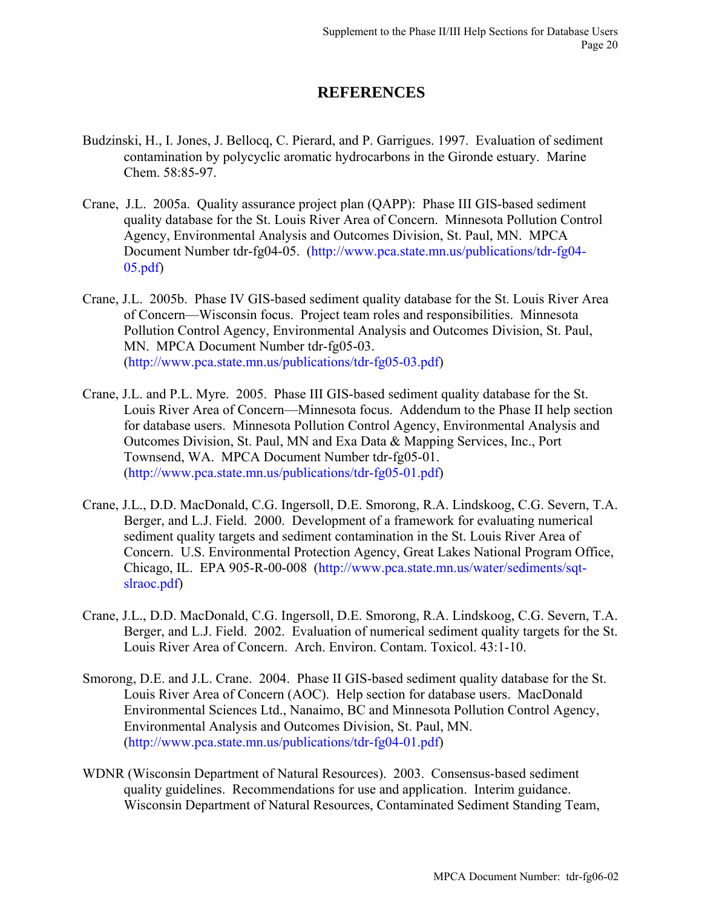# REFERENCES

Budzinski, H., I. Jones, J. Bellocq, C. Pierard, and P. Garrigues. 1997. Evaluation of sediment contamination by polycyclic aromatic hydrocarbons in the Gironde estuary. Marine Chem. 58:85-97.

Crane, J.L. 2005a. Quality assurance project plan (QAPP): Phase III GIS-based sediment quality database for the St. Louis River Area of Concern. Minnesota Pollution Control Agency, Environmental Analysis and Outcomes Division, St. Paul, MN. MPCA Document Number tdr-fg04-05. (http://www.pca.state.mn.us/publications/tdr-fg04-05.pdf)

Crane, J.L. 2005b. Phase IV GIS-based sediment quality database for the St. Louis River Area of Concern—Wisconsin focus. Project team roles and responsibilities. Minnesota Pollution Control Agency, Environmental Analysis and Outcomes Division, St. Paul, MN. MPCA Document Number tdr-fg05-03. (http://www.pca.state.mn.us/publications/tdr-fg05-03.pdf)

Crane, J.L. and P.L. Myre. 2005. Phase III GIS-based sediment quality database for the St. Louis River Area of Concern—Minnesota focus. Addendum to the Phase II help section for database users. Minnesota Pollution Control Agency, Environmental Analysis and Outcomes Division, St. Paul, MN and Exa Data & Mapping Services, Inc., Port Townsend, WA. MPCA Document Number tdr-fg05-01. (http://www.pca.state.mn.us/publications/tdr-fg05-01.pdf)

Crane, J.L., D.D. MacDonald, C.G. Ingersoll, D.E. Smorong, R.A. Lindskoog, C.G. Severn, T.A. Berger, and L.J. Field. 2000. Development of a framework for evaluating numerical sediment quality targets and sediment contamination in the St. Louis River Area of Concern. U.S. Environmental Protection Agency, Great Lakes National Program Office, Chicago, IL. EPA 905-R-00-008 (http://www.pca.state.mn.us/water/sediments/sqt-slraoc.pdf)

Crane, J.L., D.D. MacDonald, C.G. Ingersoll, D.E. Smorong, R.A. Lindskoog, C.G. Severn, T.A. Berger, and L.J. Field. 2002. Evaluation of numerical sediment quality targets for the St. Louis River Area of Concern. Arch. Environ. Contam. Toxicol. 43:1-10.

Smorong, D.E. and J.L. Crane. 2004. Phase II GIS-based sediment quality database for the St. Louis River Area of Concern (AOC). Help section for database users. MacDonald Environmental Sciences Ltd., Nanaimo, BC and Minnesota Pollution Control Agency, Environmental Analysis and Outcomes Division, St. Paul, MN. (http://www.pca.state.mn.us/publications/tdr-fg04-01.pdf)

WDNR (Wisconsin Department of Natural Resources). 2003. Consensus-based sediment quality guidelines. Recommendations for use and application. Interim guidance. Wisconsin Department of Natural Resources, Contaminated Sediment Standing Team,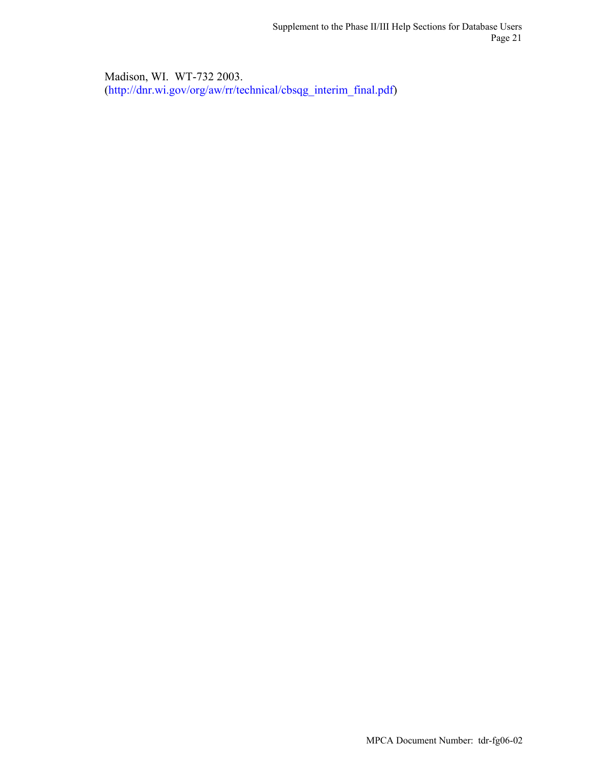Madison, WI.  WT-732 2003.
(http://dnr.wi.gov/org/aw/rr/technical/cbsqg_interim_final.pdf)